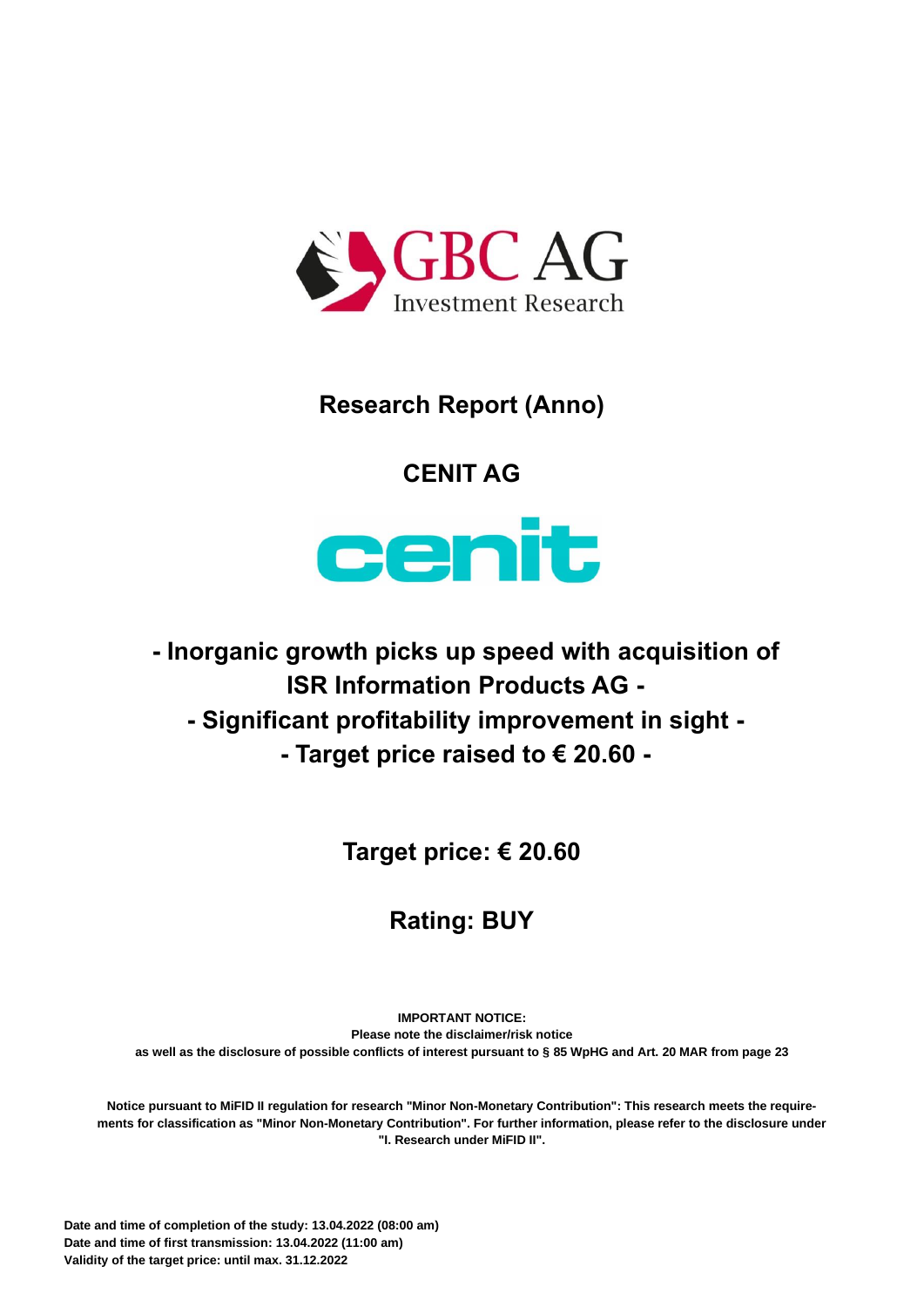GBC AG
Investment Research

# Research Report (Anno)

## CENIT AG

cenit

## - Inorganic growth picks up speed with acquisition of ISR Information Products AG -
## - Significant profitability improvement in sight -
## - Target price raised to € 20.60 -

## Target price: € 20.60

## Rating: BUY

**IMPORTANT NOTICE:**
**Please note the disclaimer/risk notice**
**as well as the disclosure of possible conflicts of interest pursuant to § 85 WpHG and Art. 20 MAR from page 23**

**Notice pursuant to MiFID II regulation for research "Minor Non-Monetary Contribution": This research meets the requirements for classification as "Minor Non-Monetary Contribution". For further information, please refer to the disclosure under "I. Research under MiFID II".**

**Date and time of completion of the study: 13.04.2022 (08:00 am)**
**Date and time of first transmission: 13.04.2022 (11:00 am)**
**Validity of the target price: until max. 31.12.2022**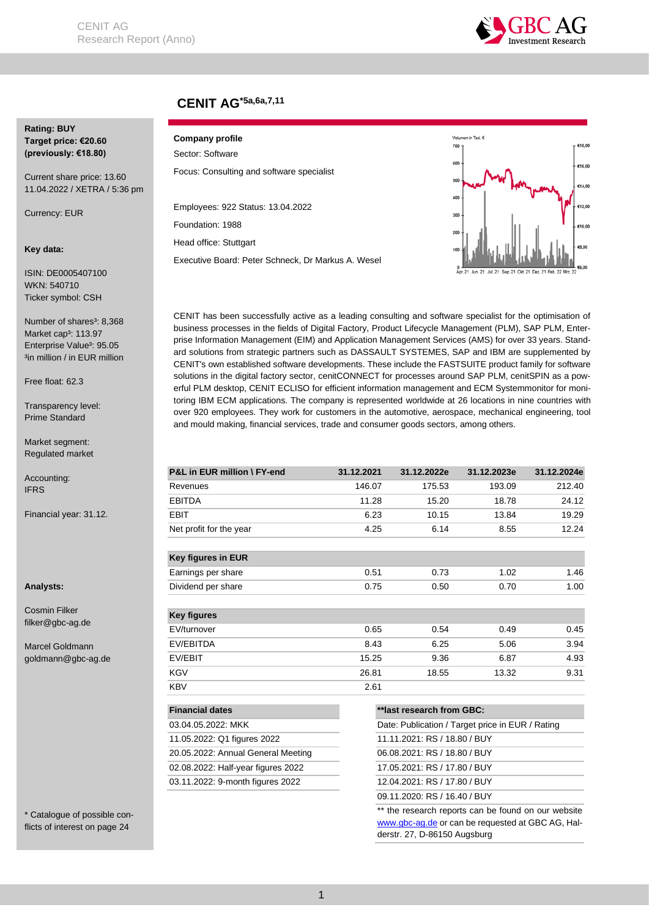# CENIT AG*5a,6a,7,11

**Rating: BUY**
**Target price: €20.60**
**(previously: €18.80)**

Current share price: 13.60
11.04.2022 / XETRA / 5:36 pm

Currency: EUR

**Key data:**

ISIN: DE0005407100
WKN: 540710
Ticker symbol: CSH

Number of shares³: 8,368
Market cap³: 113.97
Enterprise Value³: 95.05
³in million / in EUR million

Free float: 62.3

Transparency level:
Prime Standard

Market segment:
Regulated market

Accounting:
IFRS

Financial year: 31.12.

**Analysts:**

Cosmin Filker
filker@gbc-ag.de

Marcel Goldmann
goldmann@gbc-ag.de

* Catalogue of possible conflicts of interest on page 24

**Company profile**

Sector: Software

Focus: Consulting and software specialist

Employees: 922 Status: 13.04.2022

Foundation: 1988

Head office: Stuttgart

Executive Board: Peter Schneck, Dr Markus A. Wesel

CENIT has been successfully active as a leading consulting and software specialist for the optimisation of business processes in the fields of Digital Factory, Product Lifecycle Management (PLM), SAP PLM, Enterprise Information Management (EIM) and Application Management Services (AMS) for over 33 years. Standard solutions from strategic partners such as DASSAULT SYSTEMES, SAP and IBM are supplemented by CENIT's own established software developments. These include the FASTSUITE product family for software solutions in the digital factory sector, cenitCONNECT for processes around SAP PLM, cenitSPIN as a powerful PLM desktop, CENIT ECLISO for efficient information management and ECM Systemmonitor for monitoring IBM ECM applications. The company is represented worldwide at 26 locations in nine countries with over 920 employees. They work for customers in the automotive, aerospace, mechanical engineering, tool and mould making, financial services, trade and consumer goods sectors, among others.

| P&L in EUR million \ FY-end | 31.12.2021 | 31.12.2022e | 31.12.2023e | 31.12.2024e |
|---|---|---|---|---|
| Revenues | 146.07 | 175.53 | 193.09 | 212.40 |
| EBITDA | 11.28 | 15.20 | 18.78 | 24.12 |
| EBIT | 6.23 | 10.15 | 13.84 | 19.29 |
| Net profit for the year | 4.25 | 6.14 | 8.55 | 12.24 |
| **Key figures in EUR** | | | | |
| Earnings per share | 0.51 | 0.73 | 1.02 | 1.46 |
| Dividend per share | 0.75 | 0.50 | 0.70 | 1.00 |
| **Key figures** | | | | |
| EV/turnover | 0.65 | 0.54 | 0.49 | 0.45 |
| EV/EBITDA | 8.43 | 6.25 | 5.06 | 3.94 |
| EV/EBIT | 15.25 | 9.36 | 6.87 | 4.93 |
| KGV | 26.81 | 18.55 | 13.32 | 9.31 |
| KBV | 2.61 | | | |

| Financial dates |
|---|
| 03.04.05.2022: MKK |
| 11.05.2022: Q1 figures 2022 |
| 20.05.2022: Annual General Meeting |
| 02.08.2022: Half-year figures 2022 |
| 03.11.2022: 9-month figures 2022 |

| **last research from GBC: |
|---|
| Date: Publication / Target price in EUR / Rating |
| 11.11.2021: RS / 18.80 / BUY |
| 06.08.2021: RS / 18.80 / BUY |
| 17.05.2021: RS / 17.80 / BUY |
| 12.04.2021: RS / 17.80 / BUY |
| 09.11.2020: RS / 16.40 / BUY |

** the research reports can be found on our website www.gbc-ag.de or can be requested at GBC AG, Halderstr. 27, D-86150 Augsburg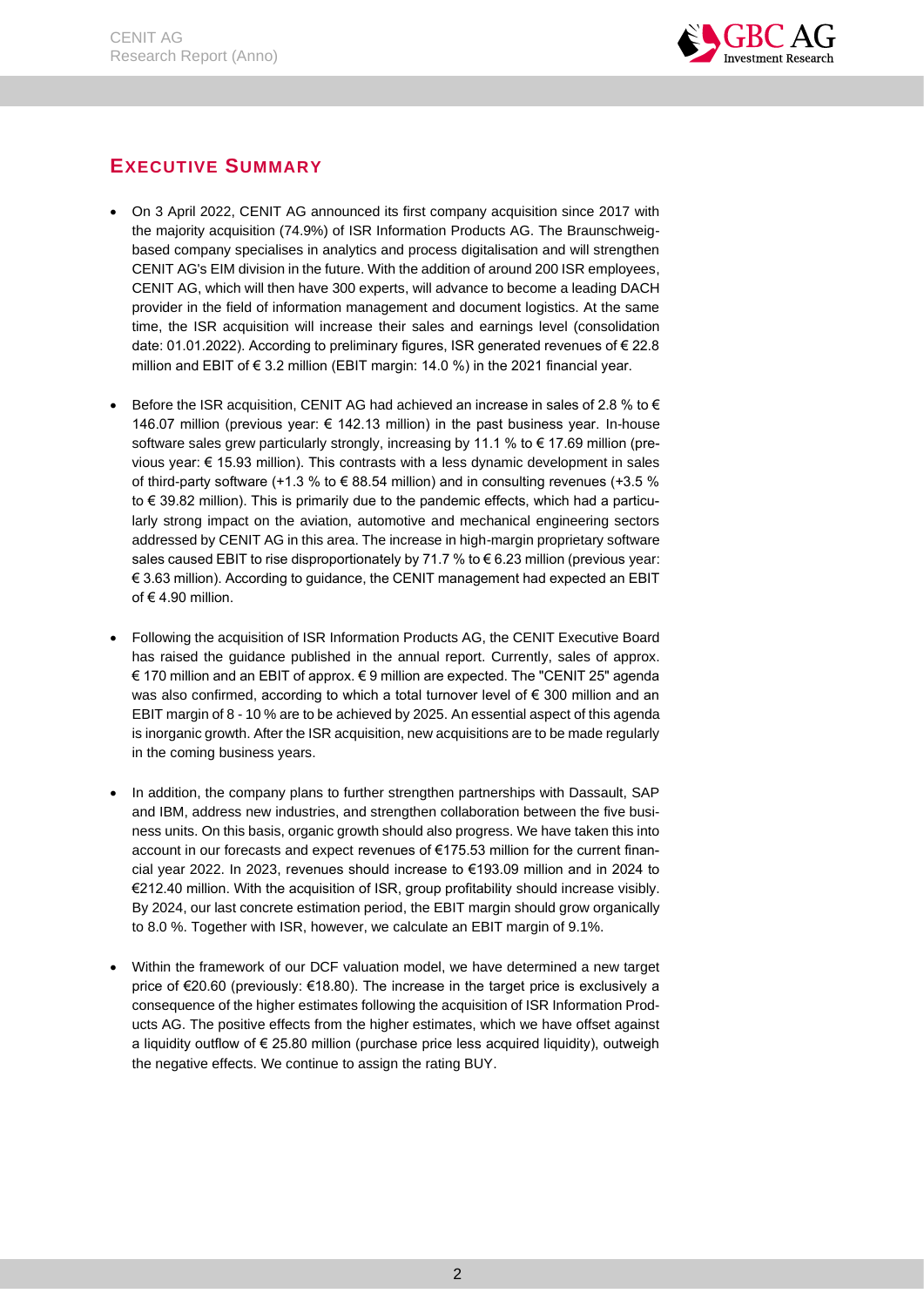## EXECUTIVE SUMMARY

- On 3 April 2022, CENIT AG announced its first company acquisition since 2017 with the majority acquisition (74.9%) of ISR Information Products AG. The Braunschweig-based company specialises in analytics and process digitalisation and will strengthen CENIT AG's EIM division in the future. With the addition of around 200 ISR employees, CENIT AG, which will then have 300 experts, will advance to become a leading DACH provider in the field of information management and document logistics. At the same time, the ISR acquisition will increase their sales and earnings level (consolidation date: 01.01.2022). According to preliminary figures, ISR generated revenues of € 22.8 million and EBIT of € 3.2 million (EBIT margin: 14.0 %) in the 2021 financial year.

- Before the ISR acquisition, CENIT AG had achieved an increase in sales of 2.8 % to € 146.07 million (previous year: € 142.13 million) in the past business year. In-house software sales grew particularly strongly, increasing by 11.1 % to € 17.69 million (previous year: € 15.93 million). This contrasts with a less dynamic development in sales of third-party software (+1.3 % to € 88.54 million) and in consulting revenues (+3.5 % to € 39.82 million). This is primarily due to the pandemic effects, which had a particularly strong impact on the aviation, automotive and mechanical engineering sectors addressed by CENIT AG in this area. The increase in high-margin proprietary software sales caused EBIT to rise disproportionately by 71.7 % to € 6.23 million (previous year: € 3.63 million). According to guidance, the CENIT management had expected an EBIT of € 4.90 million.

- Following the acquisition of ISR Information Products AG, the CENIT Executive Board has raised the guidance published in the annual report. Currently, sales of approx. € 170 million and an EBIT of approx. € 9 million are expected. The "CENIT 25" agenda was also confirmed, according to which a total turnover level of € 300 million and an EBIT margin of 8 - 10 % are to be achieved by 2025. An essential aspect of this agenda is inorganic growth. After the ISR acquisition, new acquisitions are to be made regularly in the coming business years.

- In addition, the company plans to further strengthen partnerships with Dassault, SAP and IBM, address new industries, and strengthen collaboration between the five business units. On this basis, organic growth should also progress. We have taken this into account in our forecasts and expect revenues of €175.53 million for the current financial year 2022. In 2023, revenues should increase to €193.09 million and in 2024 to €212.40 million. With the acquisition of ISR, group profitability should increase visibly. By 2024, our last concrete estimation period, the EBIT margin should grow organically to 8.0 %. Together with ISR, however, we calculate an EBIT margin of 9.1%.

- Within the framework of our DCF valuation model, we have determined a new target price of €20.60 (previously: €18.80). The increase in the target price is exclusively a consequence of the higher estimates following the acquisition of ISR Information Products AG. The positive effects from the higher estimates, which we have offset against a liquidity outflow of € 25.80 million (purchase price less acquired liquidity), outweigh the negative effects. We continue to assign the rating BUY.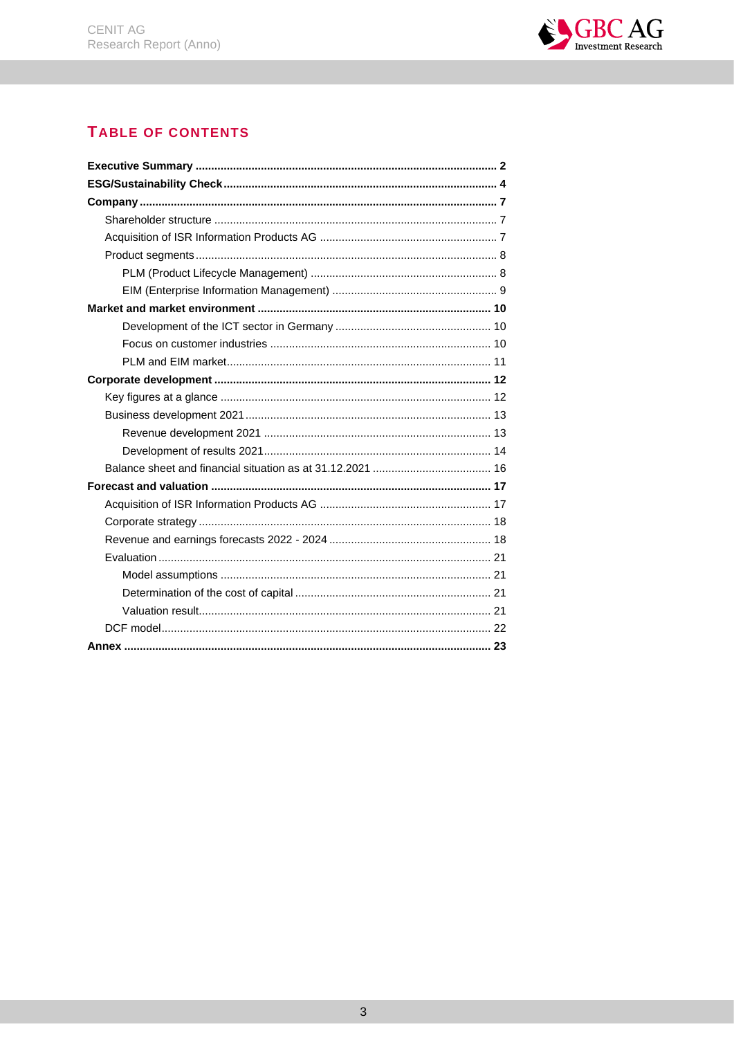# TABLE OF CONTENTS

**Executive Summary** ........ **2**

**ESG/Sustainability Check** ........ **4**

**Company** ........ **7**

- Shareholder structure ........ 7
- Acquisition of ISR Information Products AG ........ 7
- Product segments ........ 8
  - PLM (Product Lifecycle Management) ........ 8
  - EIM (Enterprise Information Management) ........ 9

**Market and market environment** ........ **10**

- Development of the ICT sector in Germany ........ 10
- Focus on customer industries ........ 10
- PLM and EIM market ........ 11

**Corporate development** ........ **12**

- Key figures at a glance ........ 12
- Business development 2021 ........ 13
  - Revenue development 2021 ........ 13
  - Development of results 2021 ........ 14
- Balance sheet and financial situation as at 31.12.2021 ........ 16

**Forecast and valuation** ........ **17**

- Acquisition of ISR Information Products AG ........ 17
- Corporate strategy ........ 18
- Revenue and earnings forecasts 2022 - 2024 ........ 18
- Evaluation ........ 21
  - Model assumptions ........ 21
  - Determination of the cost of capital ........ 21
  - Valuation result ........ 21
- DCF model ........ 22

**Annex** ........ **23**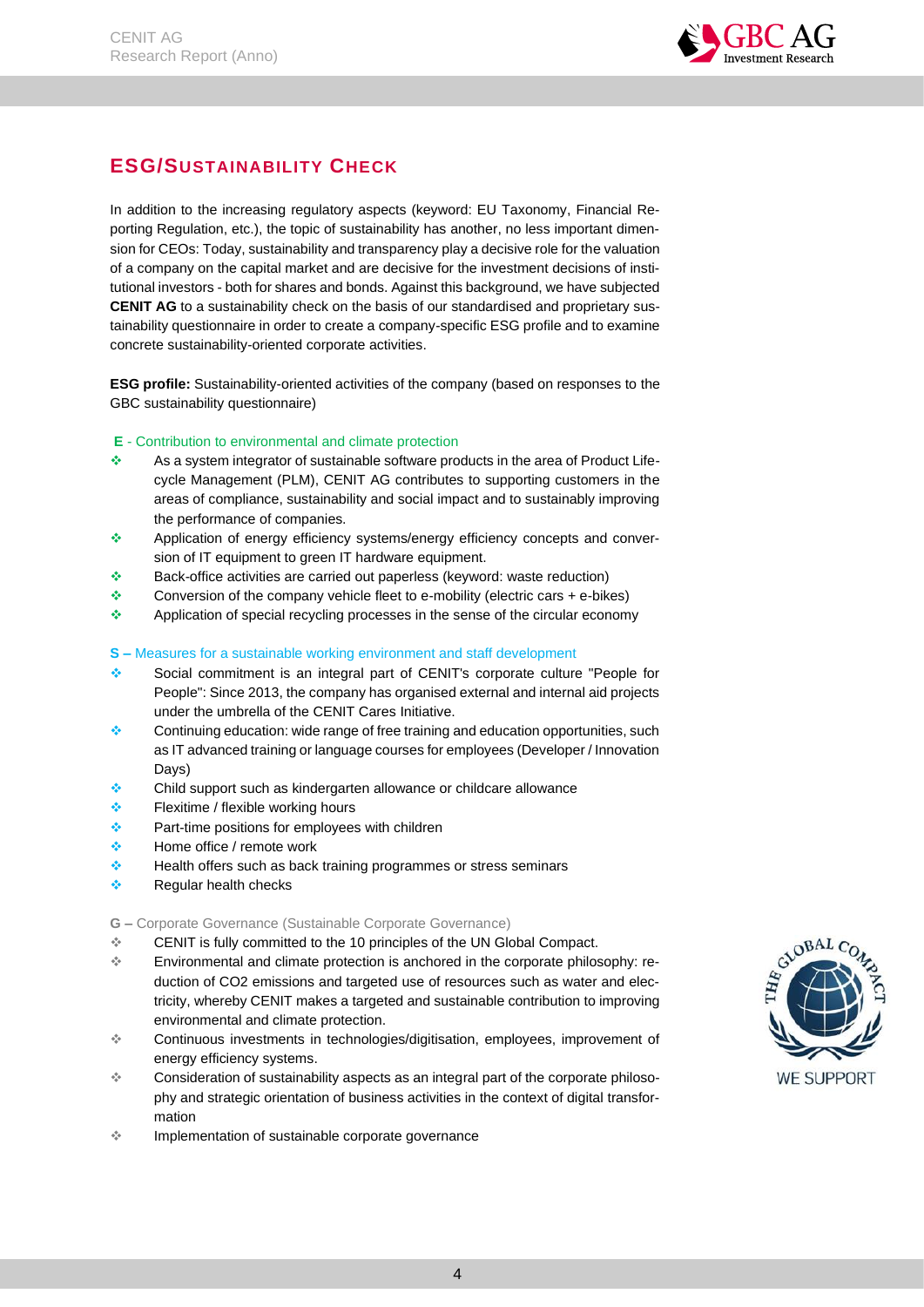## ESG/Sustainability Check

In addition to the increasing regulatory aspects (keyword: EU Taxonomy, Financial Reporting Regulation, etc.), the topic of sustainability has another, no less important dimension for CEOs: Today, sustainability and transparency play a decisive role for the valuation of a company on the capital market and are decisive for the investment decisions of institutional investors - both for shares and bonds. Against this background, we have subjected **CENIT AG** to a sustainability check on the basis of our standardised and proprietary sustainability questionnaire in order to create a company-specific ESG profile and to examine concrete sustainability-oriented corporate activities.

**ESG profile:** Sustainability-oriented activities of the company (based on responses to the GBC sustainability questionnaire)

**E** - Contribution to environmental and climate protection

- As a system integrator of sustainable software products in the area of Product Lifecycle Management (PLM), CENIT AG contributes to supporting customers in the areas of compliance, sustainability and social impact and to sustainably improving the performance of companies.
- Application of energy efficiency systems/energy efficiency concepts and conversion of IT equipment to green IT hardware equipment.
- Back-office activities are carried out paperless (keyword: waste reduction)
- Conversion of the company vehicle fleet to e-mobility (electric cars + e-bikes)
- Application of special recycling processes in the sense of the circular economy

**S –** Measures for a sustainable working environment and staff development

- Social commitment is an integral part of CENIT's corporate culture "People for People": Since 2013, the company has organised external and internal aid projects under the umbrella of the CENIT Cares Initiative.
- Continuing education: wide range of free training and education opportunities, such as IT advanced training or language courses for employees (Developer / Innovation Days)
- Child support such as kindergarten allowance or childcare allowance
- Flexitime / flexible working hours
- Part-time positions for employees with children
- Home office / remote work
- Health offers such as back training programmes or stress seminars
- Regular health checks

**G –** Corporate Governance (Sustainable Corporate Governance)

- CENIT is fully committed to the 10 principles of the UN Global Compact.
- Environmental and climate protection is anchored in the corporate philosophy: reduction of $CO_2$ emissions and targeted use of resources such as water and electricity, whereby CENIT makes a targeted and sustainable contribution to improving environmental and climate protection.
- Continuous investments in technologies/digitisation, employees, improvement of energy efficiency systems.
- Consideration of sustainability aspects as an integral part of the corporate philosophy and strategic orientation of business activities in the context of digital transformation
- Implementation of sustainable corporate governance

THE GLOBAL COMPACT

WE SUPPORT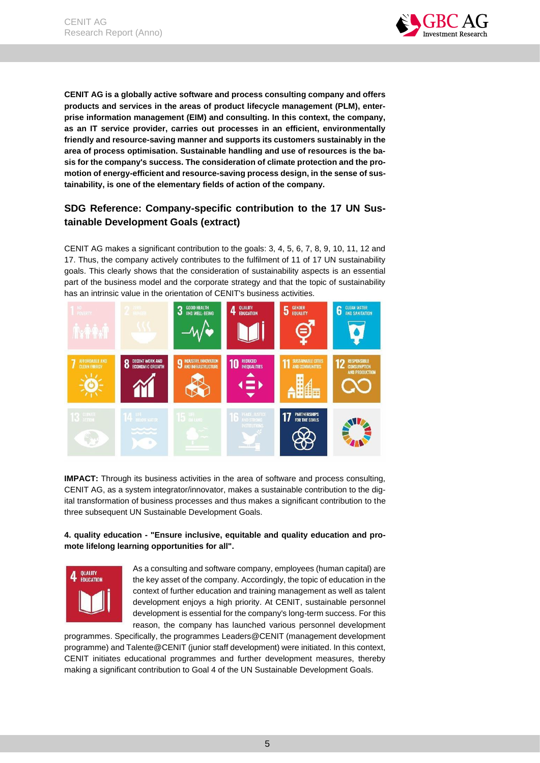**CENIT AG is a globally active software and process consulting company and offers products and services in the areas of product lifecycle management (PLM), enterprise information management (EIM) and consulting. In this context, the company, as an IT service provider, carries out processes in an efficient, environmentally friendly and resource-saving manner and supports its customers sustainably in the area of process optimisation. Sustainable handling and use of resources is the basis for the company's success. The consideration of climate protection and the promotion of energy-efficient and resource-saving process design, in the sense of sustainability, is one of the elementary fields of action of the company.**

## SDG Reference: Company-specific contribution to the 17 UN Sustainable Development Goals (extract)

CENIT AG makes a significant contribution to the goals: 3, 4, 5, 6, 7, 8, 9, 10, 11, 12 and 17. Thus, the company actively contributes to the fulfilment of 11 of 17 UN sustainability goals. This clearly shows that the consideration of sustainability aspects is an essential part of the business model and the corporate strategy and that the topic of sustainability has an intrinsic value in the orientation of CENIT's business activities.

**IMPACT:** Through its business activities in the area of software and process consulting, CENIT AG, as a system integrator/innovator, makes a sustainable contribution to the digital transformation of business processes and thus makes a significant contribution to the three subsequent UN Sustainable Development Goals.

**4. quality education - "Ensure inclusive, equitable and quality education and promote lifelong learning opportunities for all".**

As a consulting and software company, employees (human capital) are the key asset of the company. Accordingly, the topic of education in the context of further education and training management as well as talent development enjoys a high priority. At CENIT, sustainable personnel development is essential for the company's long-term success. For this reason, the company has launched various personnel development programmes. Specifically, the programmes Leaders@CENIT (management development programme) and Talente@CENIT (junior staff development) were initiated. In this context, CENIT initiates educational programmes and further development measures, thereby making a significant contribution to Goal 4 of the UN Sustainable Development Goals.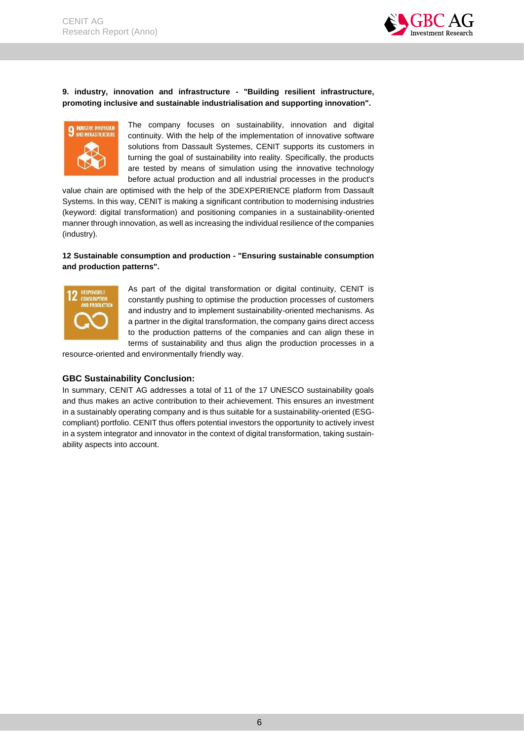**9. industry, innovation and infrastructure - "Building resilient infrastructure, promoting inclusive and sustainable industrialisation and supporting innovation".**

The company focuses on sustainability, innovation and digital continuity. With the help of the implementation of innovative software solutions from Dassault Systemes, CENIT supports its customers in turning the goal of sustainability into reality. Specifically, the products are tested by means of simulation using the innovative technology before actual production and all industrial processes in the product's value chain are optimised with the help of the 3DEXPERIENCE platform from Dassault Systems. In this way, CENIT is making a significant contribution to modernising industries (keyword: digital transformation) and positioning companies in a sustainability-oriented manner through innovation, as well as increasing the individual resilience of the companies (industry).

**12 Sustainable consumption and production - "Ensuring sustainable consumption and production patterns".**

As part of the digital transformation or digital continuity, CENIT is constantly pushing to optimise the production processes of customers and industry and to implement sustainability-oriented mechanisms. As a partner in the digital transformation, the company gains direct access to the production patterns of the companies and can align these in terms of sustainability and thus align the production processes in a resource-oriented and environmentally friendly way.

**GBC Sustainability Conclusion:**

In summary, CENIT AG addresses a total of 11 of the 17 UNESCO sustainability goals and thus makes an active contribution to their achievement. This ensures an investment in a sustainably operating company and is thus suitable for a sustainability-oriented (ESG-compliant) portfolio. CENIT thus offers potential investors the opportunity to actively invest in a system integrator and innovator in the context of digital transformation, taking sustainability aspects into account.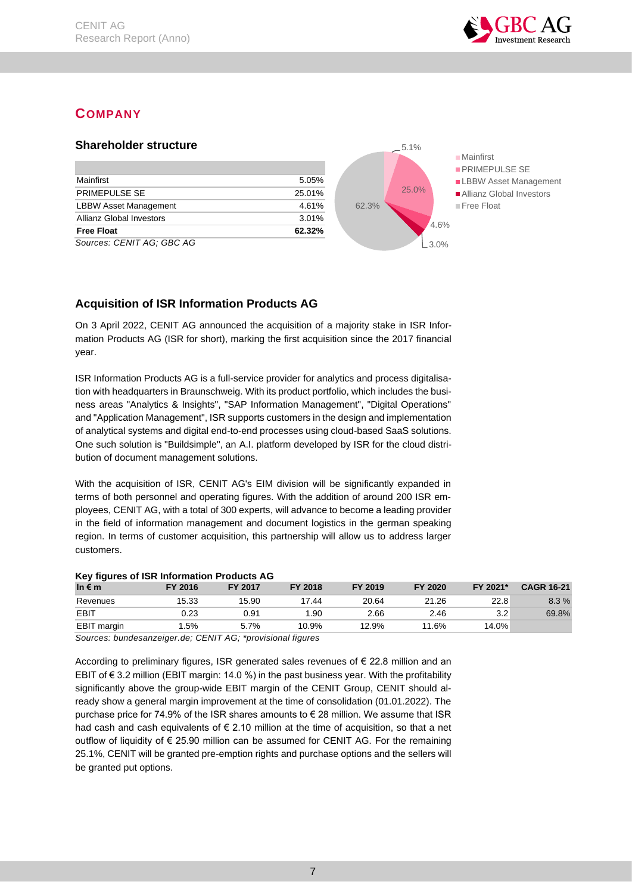## COMPANY

### Shareholder structure

| | |
|---|---|
| Mainfirst | 5.05% |
| PRIMEPULSE SE | 25.01% |
| LBBW Asset Management | 4.61% |
| Allianz Global Investors | 3.01% |
| **Free Float** | **62.32%** |

*Sources: CENIT AG; GBC AG*

### Acquisition of ISR Information Products AG

On 3 April 2022, CENIT AG announced the acquisition of a majority stake in ISR Information Products AG (ISR for short), marking the first acquisition since the 2017 financial year.

ISR Information Products AG is a full-service provider for analytics and process digitalisation with headquarters in Braunschweig. With its product portfolio, which includes the business areas "Analytics & Insights", "SAP Information Management", "Digital Operations" and "Application Management", ISR supports customers in the design and implementation of analytical systems and digital end-to-end processes using cloud-based SaaS solutions. One such solution is "Buildsimple", an A.I. platform developed by ISR for the cloud distribution of document management solutions.

With the acquisition of ISR, CENIT AG's EIM division will be significantly expanded in terms of both personnel and operating figures. With the addition of around 200 ISR employees, CENIT AG, with a total of 300 experts, will advance to become a leading provider in the field of information management and document logistics in the german speaking region. In terms of customer acquisition, this partnership will allow us to address larger customers.

**Key figures of ISR Information Products AG**

| In € m | FY 2016 | FY 2017 | FY 2018 | FY 2019 | FY 2020 | FY 2021* | CAGR 16-21 |
|---|---|---|---|---|---|---|---|
| Revenues | 15.33 | 15.90 | 17.44 | 20.64 | 21.26 | 22.8 | 8.3 % |
| EBIT | 0.23 | 0.91 | 1.90 | 2.66 | 2.46 | 3.2 | 69.8% |
| EBIT margin | 1.5% | 5.7% | 10.9% | 12.9% | 11.6% | 14.0% | |

*Sources: bundesanzeiger.de; CENIT AG; \*provisional figures*

According to preliminary figures, ISR generated sales revenues of € 22.8 million and an EBIT of € 3.2 million (EBIT margin: 14.0 %) in the past business year. With the profitability significantly above the group-wide EBIT margin of the CENIT Group, CENIT should already show a general margin improvement at the time of consolidation (01.01.2022). The purchase price for 74.9% of the ISR shares amounts to € 28 million. We assume that ISR had cash and cash equivalents of € 2.10 million at the time of acquisition, so that a net outflow of liquidity of € 25.90 million can be assumed for CENIT AG. For the remaining 25.1%, CENIT will be granted pre-emption rights and purchase options and the sellers will be granted put options.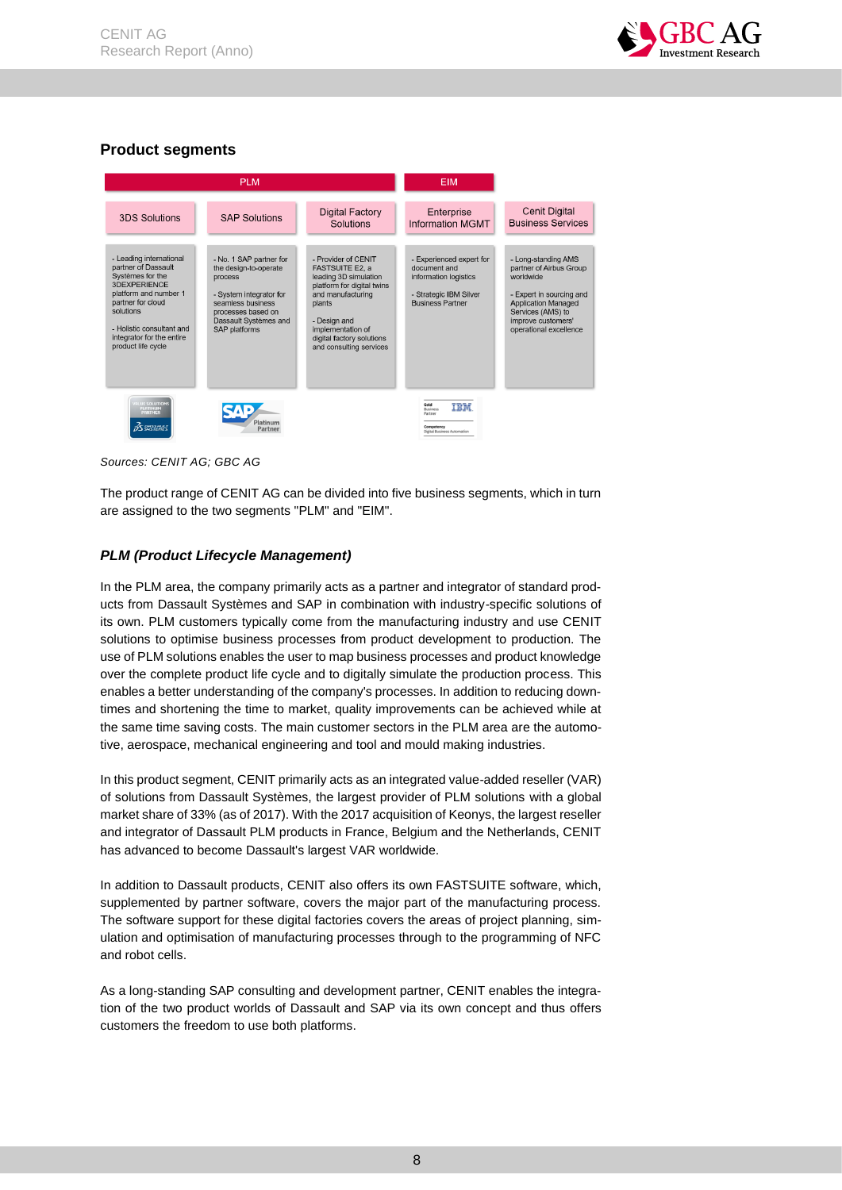## Product segments

| PLM | | | EIM | |
|---|---|---|---|---|
| 3DS Solutions | SAP Solutions | Digital Factory Solutions | Enterprise Information MGMT | Cenit Digital Business Services |
| - Leading international partner of Dassault Systèmes for the 3DEXPERIENCE platform and number 1 partner for cloud solutions<br>- Holistic consultant and integrator for the entire product life cycle | - No. 1 SAP partner for the design-to-operate process<br>- System integrator for seamless business processes based on Dassault Systèmes and SAP platforms | - Provider of CENIT FASTSUITE E2, a leading 3D simulation platform for digital twins and manufacturing plants<br>- Design and implementation of digital factory solutions and consulting services | - Experienced expert for document and information logistics<br>- Strategic IBM Silver Business Partner | - Long-standing AMS partner of Airbus Group worldwide<br>- Expert in sourcing and Application Managed Services (AMS) to improve customers' operational excellence |

*Sources: CENIT AG; GBC AG*

The product range of CENIT AG can be divided into five business segments, which in turn are assigned to the two segments "PLM" and "EIM".

### *PLM (Product Lifecycle Management)*

In the PLM area, the company primarily acts as a partner and integrator of standard products from Dassault Systèmes and SAP in combination with industry-specific solutions of its own. PLM customers typically come from the manufacturing industry and use CENIT solutions to optimise business processes from product development to production. The use of PLM solutions enables the user to map business processes and product knowledge over the complete product life cycle and to digitally simulate the production process. This enables a better understanding of the company's processes. In addition to reducing downtimes and shortening the time to market, quality improvements can be achieved while at the same time saving costs. The main customer sectors in the PLM area are the automotive, aerospace, mechanical engineering and tool and mould making industries.

In this product segment, CENIT primarily acts as an integrated value-added reseller (VAR) of solutions from Dassault Systèmes, the largest provider of PLM solutions with a global market share of 33% (as of 2017). With the 2017 acquisition of Keonys, the largest reseller and integrator of Dassault PLM products in France, Belgium and the Netherlands, CENIT has advanced to become Dassault's largest VAR worldwide.

In addition to Dassault products, CENIT also offers its own FASTSUITE software, which, supplemented by partner software, covers the major part of the manufacturing process. The software support for these digital factories covers the areas of project planning, simulation and optimisation of manufacturing processes through to the programming of NFC and robot cells.

As a long-standing SAP consulting and development partner, CENIT enables the integration of the two product worlds of Dassault and SAP via its own concept and thus offers customers the freedom to use both platforms.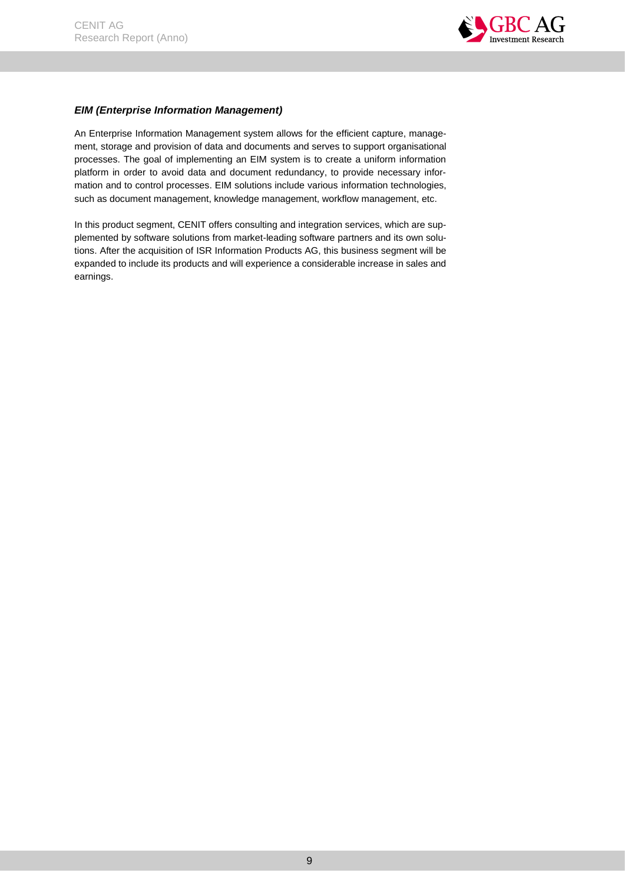### *EIM (Enterprise Information Management)*

An Enterprise Information Management system allows for the efficient capture, management, storage and provision of data and documents and serves to support organisational processes. The goal of implementing an EIM system is to create a uniform information platform in order to avoid data and document redundancy, to provide necessary information and to control processes. EIM solutions include various information technologies, such as document management, knowledge management, workflow management, etc.

In this product segment, CENIT offers consulting and integration services, which are supplemented by software solutions from market-leading software partners and its own solutions. After the acquisition of ISR Information Products AG, this business segment will be expanded to include its products and will experience a considerable increase in sales and earnings.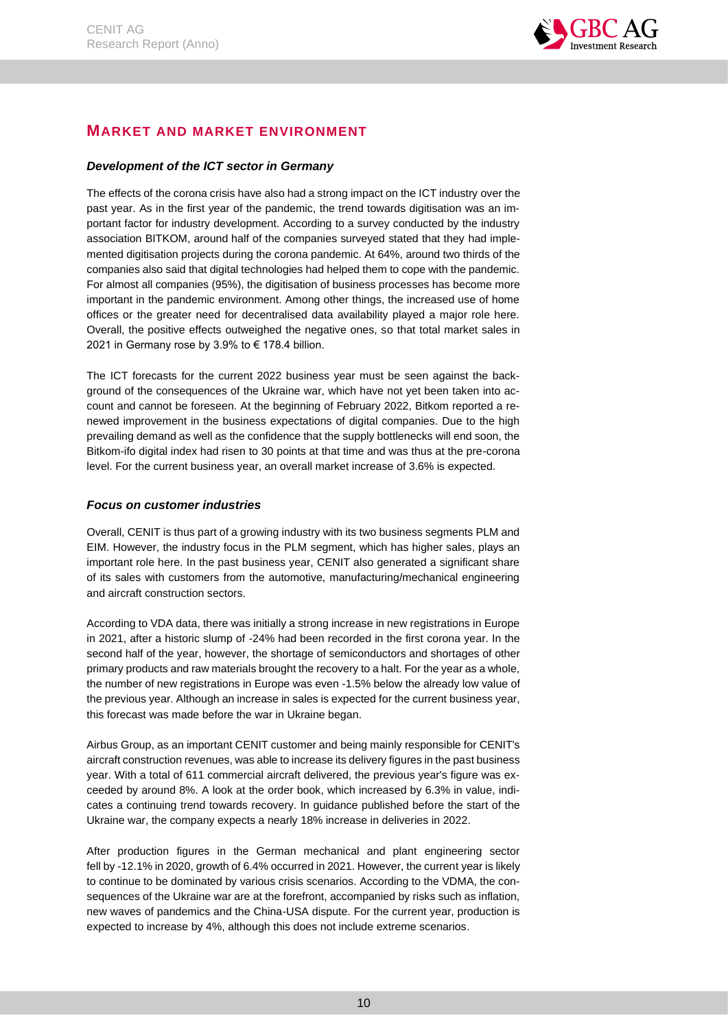## MARKET AND MARKET ENVIRONMENT

### *Development of the ICT sector in Germany*

The effects of the corona crisis have also had a strong impact on the ICT industry over the past year. As in the first year of the pandemic, the trend towards digitisation was an important factor for industry development. According to a survey conducted by the industry association BITKOM, around half of the companies surveyed stated that they had implemented digitisation projects during the corona pandemic. At 64%, around two thirds of the companies also said that digital technologies had helped them to cope with the pandemic. For almost all companies (95%), the digitisation of business processes has become more important in the pandemic environment. Among other things, the increased use of home offices or the greater need for decentralised data availability played a major role here. Overall, the positive effects outweighed the negative ones, so that total market sales in 2021 in Germany rose by 3.9% to € 178.4 billion.

The ICT forecasts for the current 2022 business year must be seen against the background of the consequences of the Ukraine war, which have not yet been taken into account and cannot be foreseen. At the beginning of February 2022, Bitkom reported a renewed improvement in the business expectations of digital companies. Due to the high prevailing demand as well as the confidence that the supply bottlenecks will end soon, the Bitkom-ifo digital index had risen to 30 points at that time and was thus at the pre-corona level. For the current business year, an overall market increase of 3.6% is expected.

### *Focus on customer industries*

Overall, CENIT is thus part of a growing industry with its two business segments PLM and EIM. However, the industry focus in the PLM segment, which has higher sales, plays an important role here. In the past business year, CENIT also generated a significant share of its sales with customers from the automotive, manufacturing/mechanical engineering and aircraft construction sectors.

According to VDA data, there was initially a strong increase in new registrations in Europe in 2021, after a historic slump of -24% had been recorded in the first corona year. In the second half of the year, however, the shortage of semiconductors and shortages of other primary products and raw materials brought the recovery to a halt. For the year as a whole, the number of new registrations in Europe was even -1.5% below the already low value of the previous year. Although an increase in sales is expected for the current business year, this forecast was made before the war in Ukraine began.

Airbus Group, as an important CENIT customer and being mainly responsible for CENIT's aircraft construction revenues, was able to increase its delivery figures in the past business year. With a total of 611 commercial aircraft delivered, the previous year's figure was exceeded by around 8%. A look at the order book, which increased by 6.3% in value, indicates a continuing trend towards recovery. In guidance published before the start of the Ukraine war, the company expects a nearly 18% increase in deliveries in 2022.

After production figures in the German mechanical and plant engineering sector fell by -12.1% in 2020, growth of 6.4% occurred in 2021. However, the current year is likely to continue to be dominated by various crisis scenarios. According to the VDMA, the consequences of the Ukraine war are at the forefront, accompanied by risks such as inflation, new waves of pandemics and the China-USA dispute. For the current year, production is expected to increase by 4%, although this does not include extreme scenarios.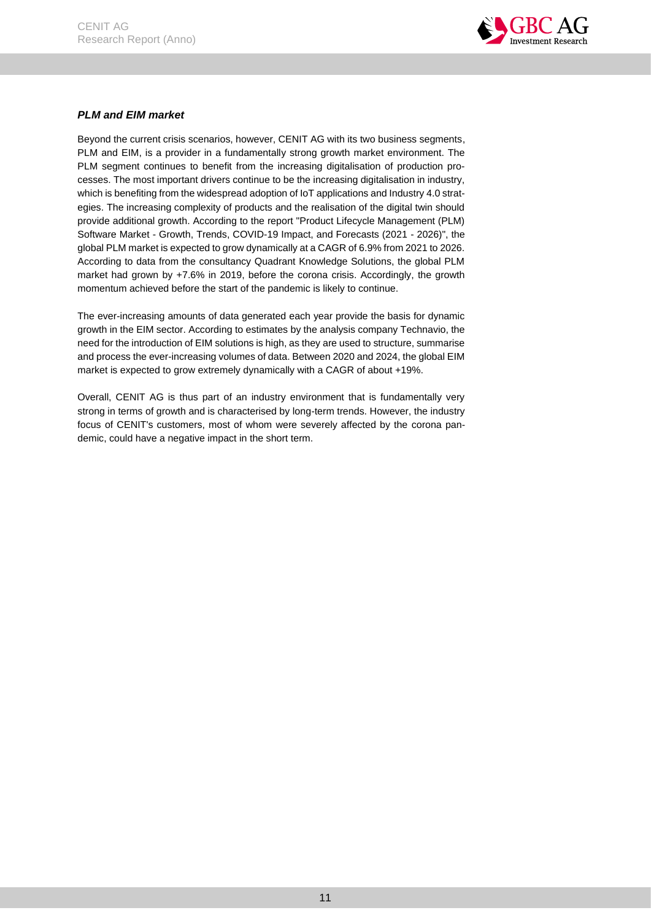### *PLM and EIM market*

Beyond the current crisis scenarios, however, CENIT AG with its two business segments, PLM and EIM, is a provider in a fundamentally strong growth market environment. The PLM segment continues to benefit from the increasing digitalisation of production processes. The most important drivers continue to be the increasing digitalisation in industry, which is benefiting from the widespread adoption of IoT applications and Industry 4.0 strategies. The increasing complexity of products and the realisation of the digital twin should provide additional growth. According to the report "Product Lifecycle Management (PLM) Software Market - Growth, Trends, COVID-19 Impact, and Forecasts (2021 - 2026)", the global PLM market is expected to grow dynamically at a CAGR of 6.9% from 2021 to 2026. According to data from the consultancy Quadrant Knowledge Solutions, the global PLM market had grown by +7.6% in 2019, before the corona crisis. Accordingly, the growth momentum achieved before the start of the pandemic is likely to continue.

The ever-increasing amounts of data generated each year provide the basis for dynamic growth in the EIM sector. According to estimates by the analysis company Technavio, the need for the introduction of EIM solutions is high, as they are used to structure, summarise and process the ever-increasing volumes of data. Between 2020 and 2024, the global EIM market is expected to grow extremely dynamically with a CAGR of about +19%.

Overall, CENIT AG is thus part of an industry environment that is fundamentally very strong in terms of growth and is characterised by long-term trends. However, the industry focus of CENIT's customers, most of whom were severely affected by the corona pandemic, could have a negative impact in the short term.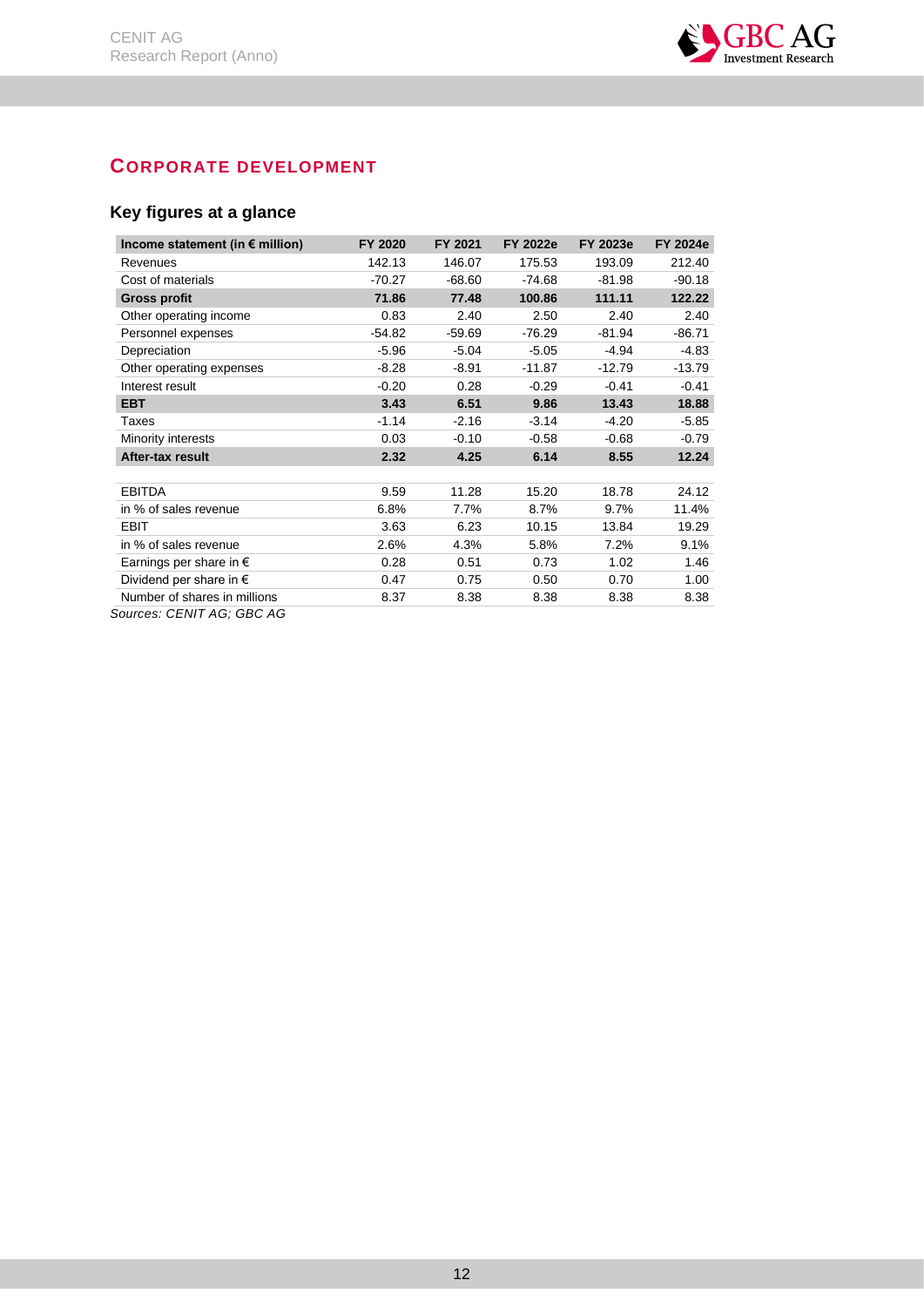## CORPORATE DEVELOPMENT

### Key figures at a glance

| Income statement (in € million) | FY 2020 | FY 2021 | FY 2022e | FY 2023e | FY 2024e |
|---|---|---|---|---|---|
| Revenues | 142.13 | 146.07 | 175.53 | 193.09 | 212.40 |
| Cost of materials | -70.27 | -68.60 | -74.68 | -81.98 | -90.18 |
| **Gross profit** | **71.86** | **77.48** | **100.86** | **111.11** | **122.22** |
| Other operating income | 0.83 | 2.40 | 2.50 | 2.40 | 2.40 |
| Personnel expenses | -54.82 | -59.69 | -76.29 | -81.94 | -86.71 |
| Depreciation | -5.96 | -5.04 | -5.05 | -4.94 | -4.83 |
| Other operating expenses | -8.28 | -8.91 | -11.87 | -12.79 | -13.79 |
| Interest result | -0.20 | 0.28 | -0.29 | -0.41 | -0.41 |
| **EBT** | **3.43** | **6.51** | **9.86** | **13.43** | **18.88** |
| Taxes | -1.14 | -2.16 | -3.14 | -4.20 | -5.85 |
| Minority interests | 0.03 | -0.10 | -0.58 | -0.68 | -0.79 |
| **After-tax result** | **2.32** | **4.25** | **6.14** | **8.55** | **12.24** |
| | | | | | |
| EBITDA | 9.59 | 11.28 | 15.20 | 18.78 | 24.12 |
| in % of sales revenue | 6.8% | 7.7% | 8.7% | 9.7% | 11.4% |
| EBIT | 3.63 | 6.23 | 10.15 | 13.84 | 19.29 |
| in % of sales revenue | 2.6% | 4.3% | 5.8% | 7.2% | 9.1% |
| Earnings per share in € | 0.28 | 0.51 | 0.73 | 1.02 | 1.46 |
| Dividend per share in € | 0.47 | 0.75 | 0.50 | 0.70 | 1.00 |
| Number of shares in millions | 8.37 | 8.38 | 8.38 | 8.38 | 8.38 |

*Sources: CENIT AG; GBC AG*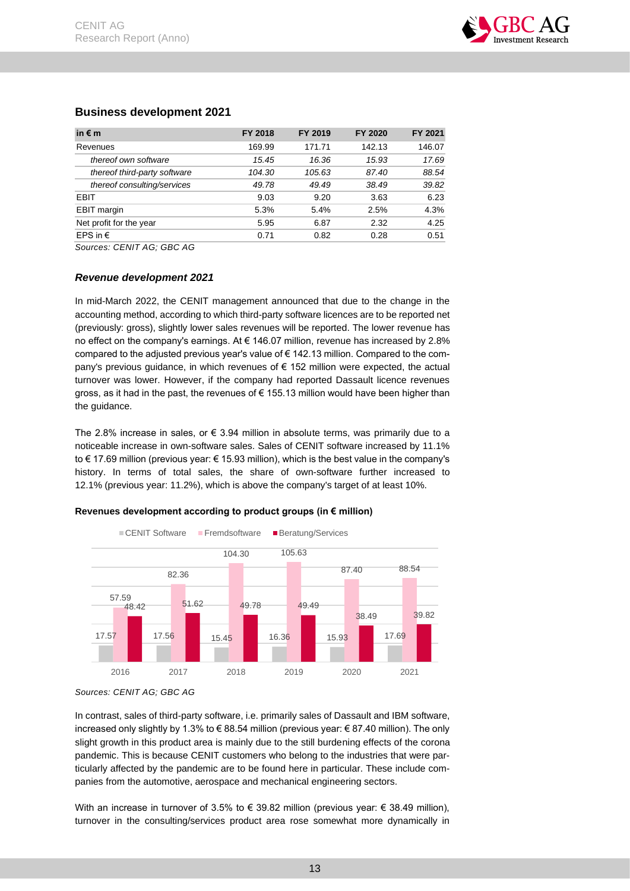## Business development 2021

| in € m | FY 2018 | FY 2019 | FY 2020 | FY 2021 |
|---|---|---|---|---|
| Revenues | 169.99 | 171.71 | 142.13 | 146.07 |
| *thereof own software* | *15.45* | *16.36* | *15.93* | *17.69* |
| *thereof third-party software* | *104.30* | *105.63* | *87.40* | *88.54* |
| *thereof consulting/services* | *49.78* | *49.49* | *38.49* | *39.82* |
| EBIT | 9.03 | 9.20 | 3.63 | 6.23 |
| EBIT margin | 5.3% | 5.4% | 2.5% | 4.3% |
| Net profit for the year | 5.95 | 6.87 | 2.32 | 4.25 |
| EPS in € | 0.71 | 0.82 | 0.28 | 0.51 |

*Sources: CENIT AG; GBC AG*

### *Revenue development 2021*

In mid-March 2022, the CENIT management announced that due to the change in the accounting method, according to which third-party software licences are to be reported net (previously: gross), slightly lower sales revenues will be reported. The lower revenue has no effect on the company's earnings. At € 146.07 million, revenue has increased by 2.8% compared to the adjusted previous year's value of € 142.13 million. Compared to the company's previous guidance, in which revenues of € 152 million were expected, the actual turnover was lower. However, if the company had reported Dassault licence revenues gross, as it had in the past, the revenues of € 155.13 million would have been higher than the guidance.

The 2.8% increase in sales, or € 3.94 million in absolute terms, was primarily due to a noticeable increase in own-software sales. Sales of CENIT software increased by 11.1% to € 17.69 million (previous year: € 15.93 million), which is the best value in the company's history. In terms of total sales, the share of own-software further increased to 12.1% (previous year: 11.2%), which is above the company's target of at least 10%.

**Revenues development according to product groups (in € million)**

| | 2016 | 2017 | 2018 | 2019 | 2020 | 2021 |
|---|---|---|---|---|---|---|
| CENIT Software | 17.57 | 17.56 | 15.45 | 16.36 | 15.93 | 17.69 |
| Fremdsoftware | 57.59 | 82.36 | 104.30 | 105.63 | 87.40 | 88.54 |
| Beratung/Services | 48.42 | 51.62 | 49.78 | 49.49 | 38.49 | 39.82 |

*Sources: CENIT AG; GBC AG*

In contrast, sales of third-party software, i.e. primarily sales of Dassault and IBM software, increased only slightly by 1.3% to € 88.54 million (previous year: € 87.40 million). The only slight growth in this product area is mainly due to the still burdening effects of the corona pandemic. This is because CENIT customers who belong to the industries that were particularly affected by the pandemic are to be found here in particular. These include companies from the automotive, aerospace and mechanical engineering sectors.

With an increase in turnover of 3.5% to € 39.82 million (previous year: € 38.49 million), turnover in the consulting/services product area rose somewhat more dynamically in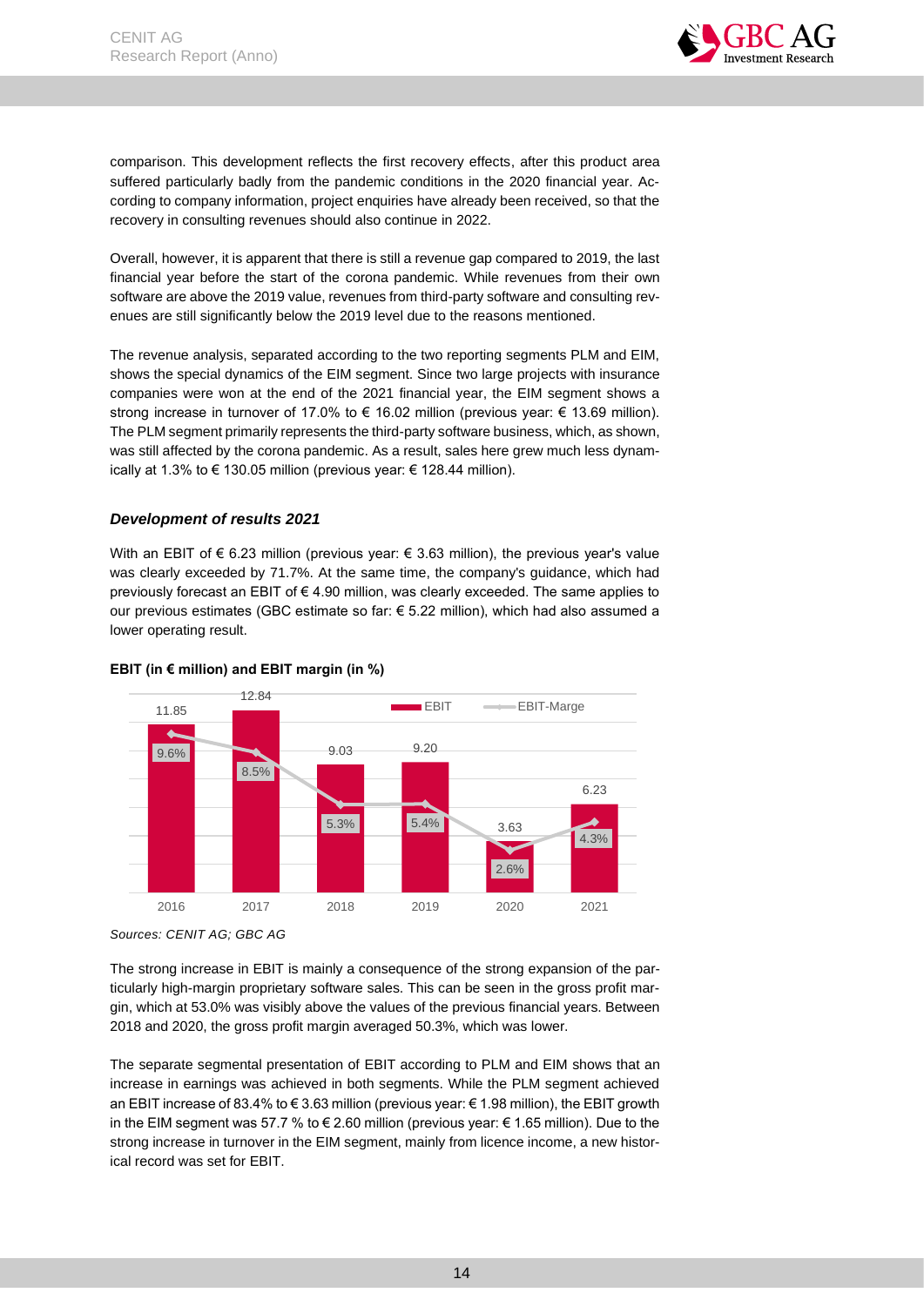comparison. This development reflects the first recovery effects, after this product area suffered particularly badly from the pandemic conditions in the 2020 financial year. According to company information, project enquiries have already been received, so that the recovery in consulting revenues should also continue in 2022.

Overall, however, it is apparent that there is still a revenue gap compared to 2019, the last financial year before the start of the corona pandemic. While revenues from their own software are above the 2019 value, revenues from third-party software and consulting revenues are still significantly below the 2019 level due to the reasons mentioned.

The revenue analysis, separated according to the two reporting segments PLM and EIM, shows the special dynamics of the EIM segment. Since two large projects with insurance companies were won at the end of the 2021 financial year, the EIM segment shows a strong increase in turnover of 17.0% to € 16.02 million (previous year: € 13.69 million). The PLM segment primarily represents the third-party software business, which, as shown, was still affected by the corona pandemic. As a result, sales here grew much less dynamically at 1.3% to € 130.05 million (previous year: € 128.44 million).

### *Development of results 2021*

With an EBIT of € 6.23 million (previous year: € 3.63 million), the previous year's value was clearly exceeded by 71.7%. At the same time, the company's guidance, which had previously forecast an EBIT of € 4.90 million, was clearly exceeded. The same applies to our previous estimates (GBC estimate so far: € 5.22 million), which had also assumed a lower operating result.

**EBIT (in € million) and EBIT margin (in %)**

| | 2016 | 2017 | 2018 | 2019 | 2020 | 2021 |
|---|---|---|---|---|---|---|
| EBIT | 11.85 | 12.84 | 9.03 | 9.20 | 3.63 | 6.23 |
| EBIT-Marge | 9.6% | 8.5% | 5.3% | 5.4% | 2.6% | 4.3% |

*Sources: CENIT AG; GBC AG*

The strong increase in EBIT is mainly a consequence of the strong expansion of the particularly high-margin proprietary software sales. This can be seen in the gross profit margin, which at 53.0% was visibly above the values of the previous financial years. Between 2018 and 2020, the gross profit margin averaged 50.3%, which was lower.

The separate segmental presentation of EBIT according to PLM and EIM shows that an increase in earnings was achieved in both segments. While the PLM segment achieved an EBIT increase of 83.4% to € 3.63 million (previous year: € 1.98 million), the EBIT growth in the EIM segment was 57.7 % to € 2.60 million (previous year: € 1.65 million). Due to the strong increase in turnover in the EIM segment, mainly from licence income, a new historical record was set for EBIT.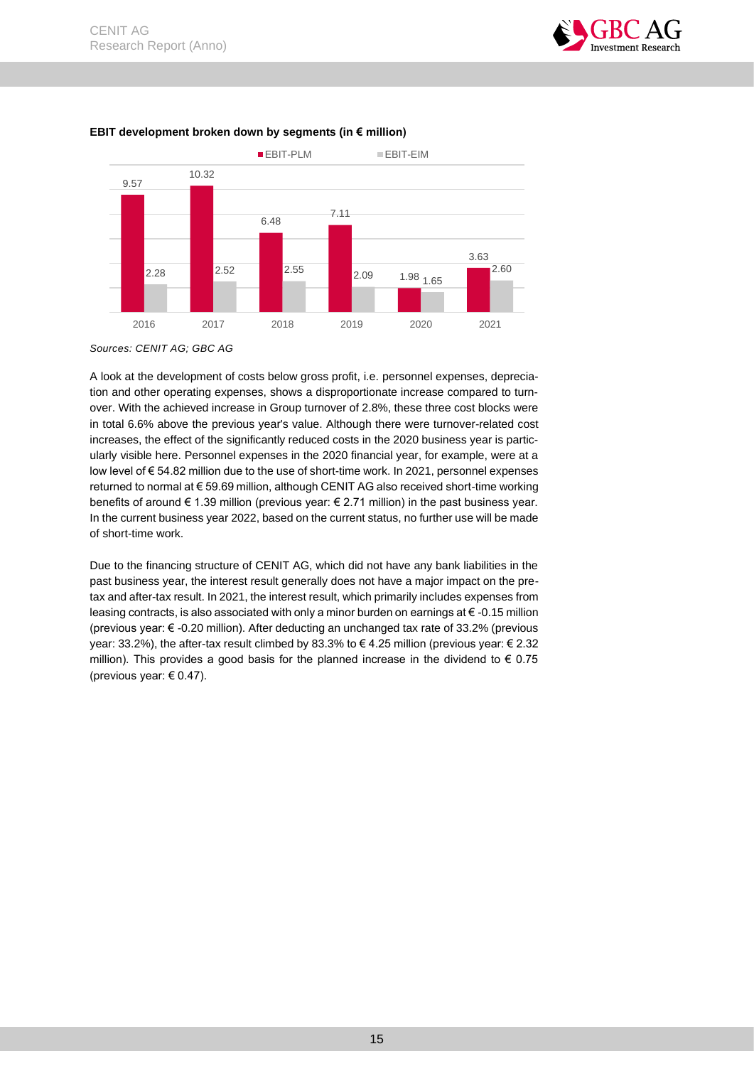**EBIT development broken down by segments (in € million)**

| | 2016 | 2017 | 2018 | 2019 | 2020 | 2021 |
|---|---|---|---|---|---|---|
| EBIT-PLM | 9.57 | 10.32 | 6.48 | 7.11 | 1.98 | 3.63 |
| EBIT-EIM | 2.28 | 2.52 | 2.55 | 2.09 | 1.65 | 2.60 |

*Sources: CENIT AG; GBC AG*

A look at the development of costs below gross profit, i.e. personnel expenses, depreciation and other operating expenses, shows a disproportionate increase compared to turnover. With the achieved increase in Group turnover of 2.8%, these three cost blocks were in total 6.6% above the previous year's value. Although there were turnover-related cost increases, the effect of the significantly reduced costs in the 2020 business year is particularly visible here. Personnel expenses in the 2020 financial year, for example, were at a low level of € 54.82 million due to the use of short-time work. In 2021, personnel expenses returned to normal at € 59.69 million, although CENIT AG also received short-time working benefits of around € 1.39 million (previous year: € 2.71 million) in the past business year. In the current business year 2022, based on the current status, no further use will be made of short-time work.

Due to the financing structure of CENIT AG, which did not have any bank liabilities in the past business year, the interest result generally does not have a major impact on the pre-tax and after-tax result. In 2021, the interest result, which primarily includes expenses from leasing contracts, is also associated with only a minor burden on earnings at € -0.15 million (previous year: € -0.20 million). After deducting an unchanged tax rate of 33.2% (previous year: 33.2%), the after-tax result climbed by 83.3% to € 4.25 million (previous year: € 2.32 million). This provides a good basis for the planned increase in the dividend to € 0.75 (previous year: € 0.47).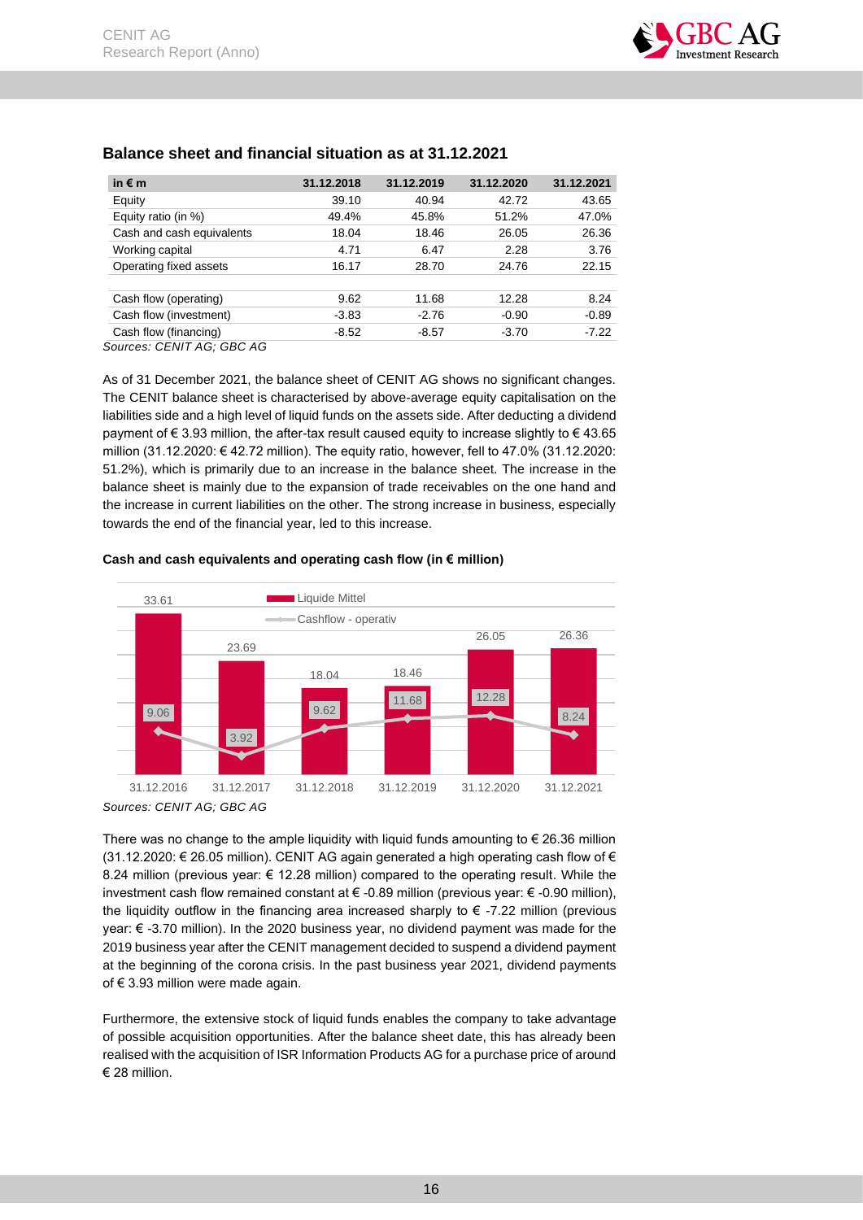## Balance sheet and financial situation as at 31.12.2021

| in € m | 31.12.2018 | 31.12.2019 | 31.12.2020 | 31.12.2021 |
|---|---|---|---|---|
| Equity | 39.10 | 40.94 | 42.72 | 43.65 |
| Equity ratio (in %) | 49.4% | 45.8% | 51.2% | 47.0% |
| Cash and cash equivalents | 18.04 | 18.46 | 26.05 | 26.36 |
| Working capital | 4.71 | 6.47 | 2.28 | 3.76 |
| Operating fixed assets | 16.17 | 28.70 | 24.76 | 22.15 |
| | | | | |
| Cash flow (operating) | 9.62 | 11.68 | 12.28 | 8.24 |
| Cash flow (investment) | -3.83 | -2.76 | -0.90 | -0.89 |
| Cash flow (financing) | -8.52 | -8.57 | -3.70 | -7.22 |

*Sources: CENIT AG; GBC AG*

As of 31 December 2021, the balance sheet of CENIT AG shows no significant changes. The CENIT balance sheet is characterised by above-average equity capitalisation on the liabilities side and a high level of liquid funds on the assets side. After deducting a dividend payment of € 3.93 million, the after-tax result caused equity to increase slightly to € 43.65 million (31.12.2020: € 42.72 million). The equity ratio, however, fell to 47.0% (31.12.2020: 51.2%), which is primarily due to an increase in the balance sheet. The increase in the balance sheet is mainly due to the expansion of trade receivables on the one hand and the increase in current liabilities on the other. The strong increase in business, especially towards the end of the financial year, led to this increase.

**Cash and cash equivalents and operating cash flow (in € million)**

| | 31.12.2016 | 31.12.2017 | 31.12.2018 | 31.12.2019 | 31.12.2020 | 31.12.2021 |
|---|---|---|---|---|---|---|
| Liquide Mittel | 33.61 | 23.69 | 18.04 | 18.46 | 26.05 | 26.36 |
| Cashflow - operativ | 9.06 | 3.92 | 9.62 | 11.68 | 12.28 | 8.24 |

*Sources: CENIT AG; GBC AG*

There was no change to the ample liquidity with liquid funds amounting to € 26.36 million (31.12.2020: € 26.05 million). CENIT AG again generated a high operating cash flow of € 8.24 million (previous year: € 12.28 million) compared to the operating result. While the investment cash flow remained constant at € -0.89 million (previous year: € -0.90 million), the liquidity outflow in the financing area increased sharply to € -7.22 million (previous year: € -3.70 million). In the 2020 business year, no dividend payment was made for the 2019 business year after the CENIT management decided to suspend a dividend payment at the beginning of the corona crisis. In the past business year 2021, dividend payments of € 3.93 million were made again.

Furthermore, the extensive stock of liquid funds enables the company to take advantage of possible acquisition opportunities. After the balance sheet date, this has already been realised with the acquisition of ISR Information Products AG for a purchase price of around € 28 million.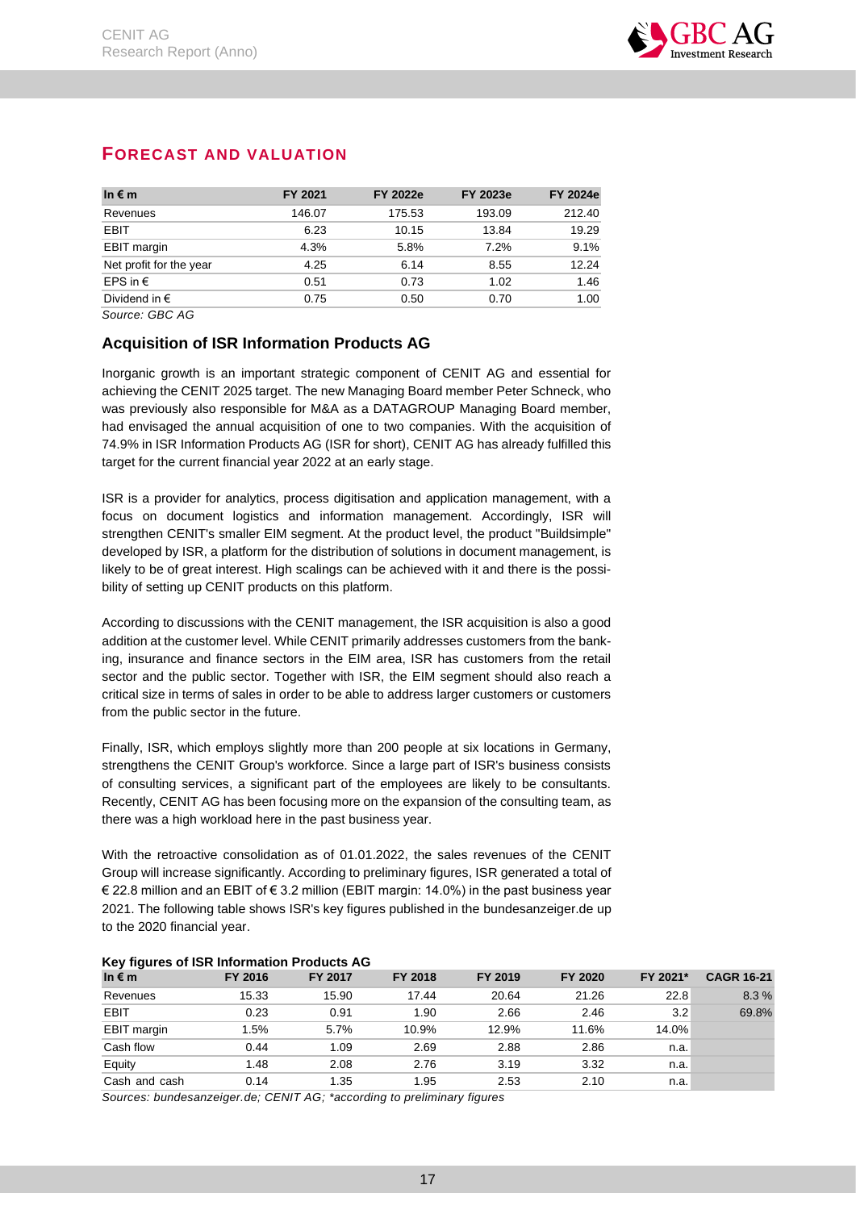## FORECAST AND VALUATION

| In € m | FY 2021 | FY 2022e | FY 2023e | FY 2024e |
|---|---|---|---|---|
| Revenues | 146.07 | 175.53 | 193.09 | 212.40 |
| EBIT | 6.23 | 10.15 | 13.84 | 19.29 |
| EBIT margin | 4.3% | 5.8% | 7.2% | 9.1% |
| Net profit for the year | 4.25 | 6.14 | 8.55 | 12.24 |
| EPS in € | 0.51 | 0.73 | 1.02 | 1.46 |
| Dividend in € | 0.75 | 0.50 | 0.70 | 1.00 |

*Source: GBC AG*

### Acquisition of ISR Information Products AG

Inorganic growth is an important strategic component of CENIT AG and essential for achieving the CENIT 2025 target. The new Managing Board member Peter Schneck, who was previously also responsible for M&A as a DATAGROUP Managing Board member, had envisaged the annual acquisition of one to two companies. With the acquisition of 74.9% in ISR Information Products AG (ISR for short), CENIT AG has already fulfilled this target for the current financial year 2022 at an early stage.

ISR is a provider for analytics, process digitisation and application management, with a focus on document logistics and information management. Accordingly, ISR will strengthen CENIT's smaller EIM segment. At the product level, the product "Buildsimple" developed by ISR, a platform for the distribution of solutions in document management, is likely to be of great interest. High scalings can be achieved with it and there is the possibility of setting up CENIT products on this platform.

According to discussions with the CENIT management, the ISR acquisition is also a good addition at the customer level. While CENIT primarily addresses customers from the banking, insurance and finance sectors in the EIM area, ISR has customers from the retail sector and the public sector. Together with ISR, the EIM segment should also reach a critical size in terms of sales in order to be able to address larger customers or customers from the public sector in the future.

Finally, ISR, which employs slightly more than 200 people at six locations in Germany, strengthens the CENIT Group's workforce. Since a large part of ISR's business consists of consulting services, a significant part of the employees are likely to be consultants. Recently, CENIT AG has been focusing more on the expansion of the consulting team, as there was a high workload here in the past business year.

With the retroactive consolidation as of 01.01.2022, the sales revenues of the CENIT Group will increase significantly. According to preliminary figures, ISR generated a total of € 22.8 million and an EBIT of € 3.2 million (EBIT margin: 14.0%) in the past business year 2021. The following table shows ISR's key figures published in the bundesanzeiger.de up to the 2020 financial year.

**Key figures of ISR Information Products AG**

| In € m | FY 2016 | FY 2017 | FY 2018 | FY 2019 | FY 2020 | FY 2021* | CAGR 16-21 |
|---|---|---|---|---|---|---|---|
| Revenues | 15.33 | 15.90 | 17.44 | 20.64 | 21.26 | 22.8 | 8.3 % |
| EBIT | 0.23 | 0.91 | 1.90 | 2.66 | 2.46 | 3.2 | 69.8% |
| EBIT margin | 1.5% | 5.7% | 10.9% | 12.9% | 11.6% | 14.0% | |
| Cash flow | 0.44 | 1.09 | 2.69 | 2.88 | 2.86 | n.a. | |
| Equity | 1.48 | 2.08 | 2.76 | 3.19 | 3.32 | n.a. | |
| Cash and cash | 0.14 | 1.35 | 1.95 | 2.53 | 2.10 | n.a. | |

*Sources: bundesanzeiger.de; CENIT AG; \*according to preliminary figures*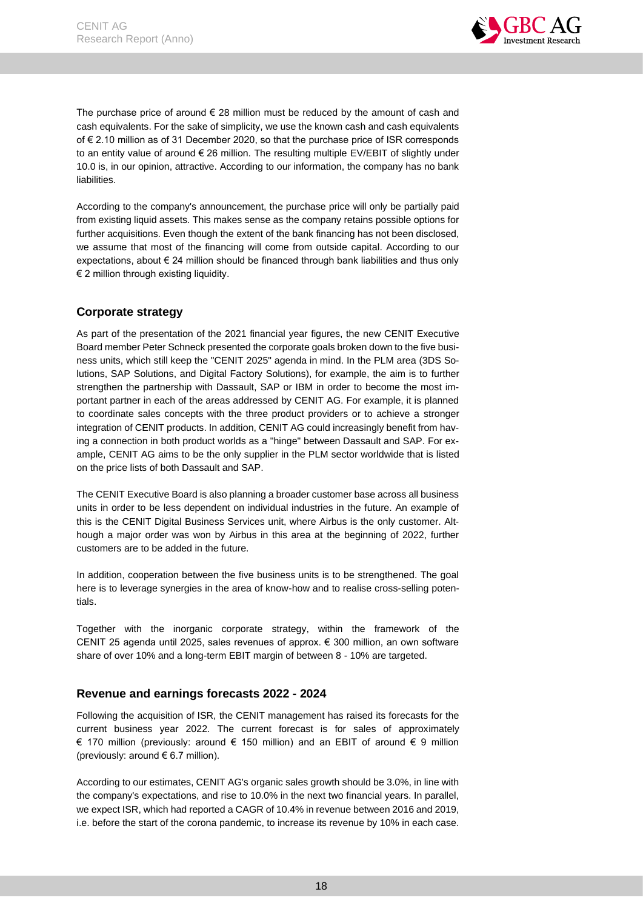The purchase price of around € 28 million must be reduced by the amount of cash and cash equivalents. For the sake of simplicity, we use the known cash and cash equivalents of € 2.10 million as of 31 December 2020, so that the purchase price of ISR corresponds to an entity value of around € 26 million. The resulting multiple EV/EBIT of slightly under 10.0 is, in our opinion, attractive. According to our information, the company has no bank liabilities.

According to the company's announcement, the purchase price will only be partially paid from existing liquid assets. This makes sense as the company retains possible options for further acquisitions. Even though the extent of the bank financing has not been disclosed, we assume that most of the financing will come from outside capital. According to our expectations, about € 24 million should be financed through bank liabilities and thus only € 2 million through existing liquidity.

## Corporate strategy

As part of the presentation of the 2021 financial year figures, the new CENIT Executive Board member Peter Schneck presented the corporate goals broken down to the five business units, which still keep the "CENIT 2025" agenda in mind. In the PLM area (3DS Solutions, SAP Solutions, and Digital Factory Solutions), for example, the aim is to further strengthen the partnership with Dassault, SAP or IBM in order to become the most important partner in each of the areas addressed by CENIT AG. For example, it is planned to coordinate sales concepts with the three product providers or to achieve a stronger integration of CENIT products. In addition, CENIT AG could increasingly benefit from having a connection in both product worlds as a "hinge" between Dassault and SAP. For example, CENIT AG aims to be the only supplier in the PLM sector worldwide that is listed on the price lists of both Dassault and SAP.

The CENIT Executive Board is also planning a broader customer base across all business units in order to be less dependent on individual industries in the future. An example of this is the CENIT Digital Business Services unit, where Airbus is the only customer. Although a major order was won by Airbus in this area at the beginning of 2022, further customers are to be added in the future.

In addition, cooperation between the five business units is to be strengthened. The goal here is to leverage synergies in the area of know-how and to realise cross-selling potentials.

Together with the inorganic corporate strategy, within the framework of the CENIT 25 agenda until 2025, sales revenues of approx. € 300 million, an own software share of over 10% and a long-term EBIT margin of between 8 - 10% are targeted.

## Revenue and earnings forecasts 2022 - 2024

Following the acquisition of ISR, the CENIT management has raised its forecasts for the current business year 2022. The current forecast is for sales of approximately € 170 million (previously: around € 150 million) and an EBIT of around € 9 million (previously: around € 6.7 million).

According to our estimates, CENIT AG's organic sales growth should be 3.0%, in line with the company's expectations, and rise to 10.0% in the next two financial years. In parallel, we expect ISR, which had reported a CAGR of 10.4% in revenue between 2016 and 2019, i.e. before the start of the corona pandemic, to increase its revenue by 10% in each case.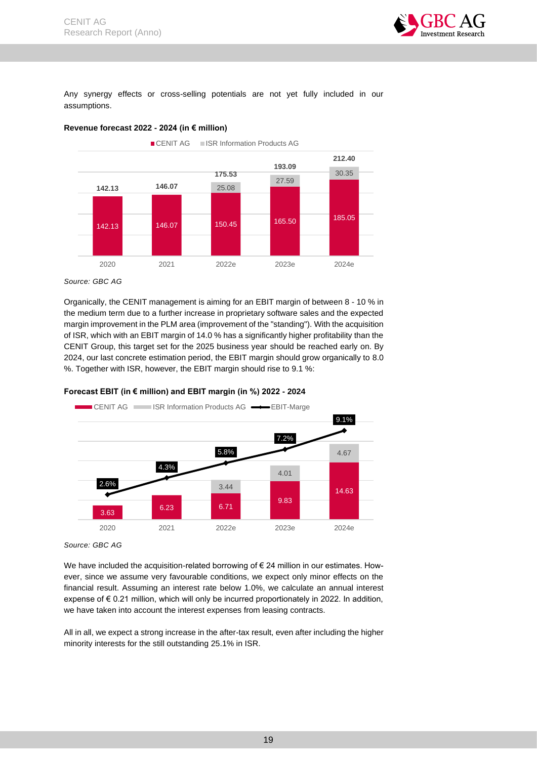Any synergy effects or cross-selling potentials are not yet fully included in our assumptions.

**Revenue forecast 2022 - 2024 (in € million)**

| | 2020 | 2021 | 2022e | 2023e | 2024e |
|---|---|---|---|---|---|
| CENIT AG | 142.13 | 146.07 | 150.45 | 165.50 | 185.05 |
| ISR Information Products AG | | | 25.08 | 27.59 | 30.35 |
| Total | 142.13 | 146.07 | 175.53 | 193.09 | 212.40 |

*Source: GBC AG*

Organically, the CENIT management is aiming for an EBIT margin of between 8 - 10 % in the medium term due to a further increase in proprietary software sales and the expected margin improvement in the PLM area (improvement of the "standing"). With the acquisition of ISR, which with an EBIT margin of 14.0 % has a significantly higher profitability than the CENIT Group, this target set for the 2025 business year should be reached early on. By 2024, our last concrete estimation period, the EBIT margin should grow organically to 8.0 %. Together with ISR, however, the EBIT margin should rise to 9.1 %:

**Forecast EBIT (in € million) and EBIT margin (in %) 2022 - 2024**

| | 2020 | 2021 | 2022e | 2023e | 2024e |
|---|---|---|---|---|---|
| CENIT AG | 3.63 | 6.23 | 6.71 | 9.83 | 14.63 |
| ISR Information Products AG | | | 3.44 | 4.01 | 4.67 |
| EBIT-Marge | 2.6% | 4.3% | 5.8% | 7.2% | 9.1% |

*Source: GBC AG*

We have included the acquisition-related borrowing of € 24 million in our estimates. However, since we assume very favourable conditions, we expect only minor effects on the financial result. Assuming an interest rate below 1.0%, we calculate an annual interest expense of € 0.21 million, which will only be incurred proportionately in 2022. In addition, we have taken into account the interest expenses from leasing contracts.

All in all, we expect a strong increase in the after-tax result, even after including the higher minority interests for the still outstanding 25.1% in ISR.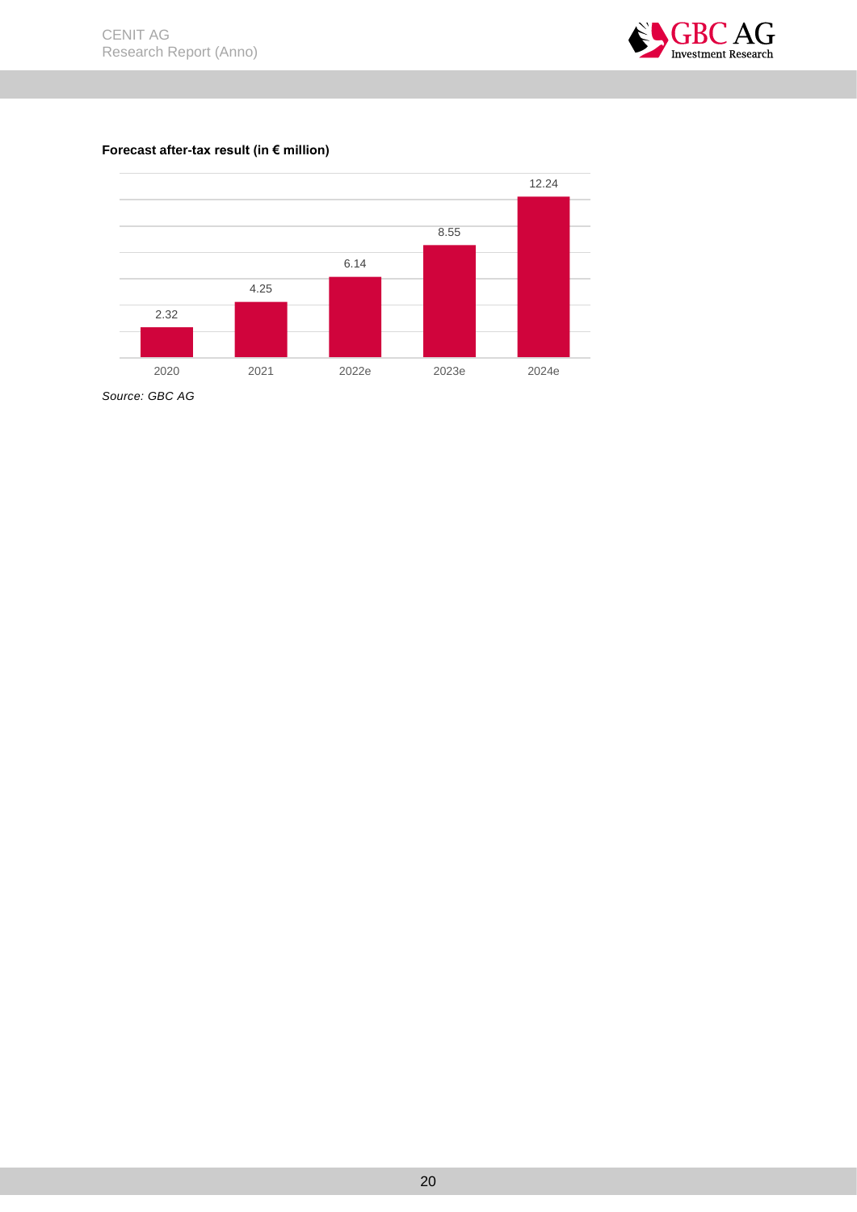**Forecast after-tax result (in € million)**

| Year | After-tax result |
|---|---|
| 2020 | 2.32 |
| 2021 | 4.25 |
| 2022e | 6.14 |
| 2023e | 8.55 |
| 2024e | 12.24 |

*Source: GBC AG*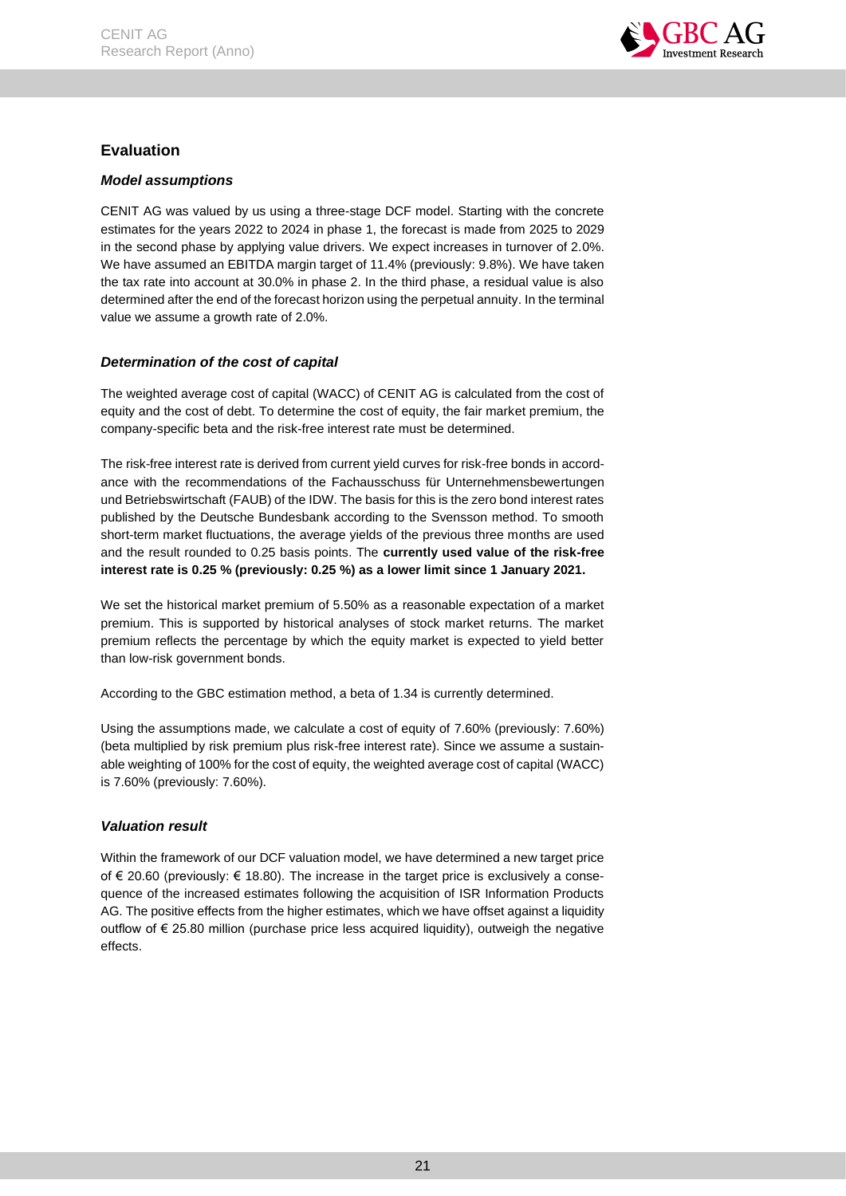## Evaluation

### *Model assumptions*

CENIT AG was valued by us using a three-stage DCF model. Starting with the concrete estimates for the years 2022 to 2024 in phase 1, the forecast is made from 2025 to 2029 in the second phase by applying value drivers. We expect increases in turnover of 2.0%. We have assumed an EBITDA margin target of 11.4% (previously: 9.8%). We have taken the tax rate into account at 30.0% in phase 2. In the third phase, a residual value is also determined after the end of the forecast horizon using the perpetual annuity. In the terminal value we assume a growth rate of 2.0%.

### *Determination of the cost of capital*

The weighted average cost of capital (WACC) of CENIT AG is calculated from the cost of equity and the cost of debt. To determine the cost of equity, the fair market premium, the company-specific beta and the risk-free interest rate must be determined.

The risk-free interest rate is derived from current yield curves for risk-free bonds in accordance with the recommendations of the Fachausschuss für Unternehmensbewertungen und Betriebswirtschaft (FAUB) of the IDW. The basis for this is the zero bond interest rates published by the Deutsche Bundesbank according to the Svensson method. To smooth short-term market fluctuations, the average yields of the previous three months are used and the result rounded to 0.25 basis points. The **currently used value of the risk-free interest rate is 0.25 % (previously: 0.25 %) as a lower limit since 1 January 2021.**

We set the historical market premium of 5.50% as a reasonable expectation of a market premium. This is supported by historical analyses of stock market returns. The market premium reflects the percentage by which the equity market is expected to yield better than low-risk government bonds.

According to the GBC estimation method, a beta of 1.34 is currently determined.

Using the assumptions made, we calculate a cost of equity of 7.60% (previously: 7.60%) (beta multiplied by risk premium plus risk-free interest rate). Since we assume a sustainable weighting of 100% for the cost of equity, the weighted average cost of capital (WACC) is 7.60% (previously: 7.60%).

### *Valuation result*

Within the framework of our DCF valuation model, we have determined a new target price of € 20.60 (previously: € 18.80). The increase in the target price is exclusively a consequence of the increased estimates following the acquisition of ISR Information Products AG. The positive effects from the higher estimates, which we have offset against a liquidity outflow of € 25.80 million (purchase price less acquired liquidity), outweigh the negative effects.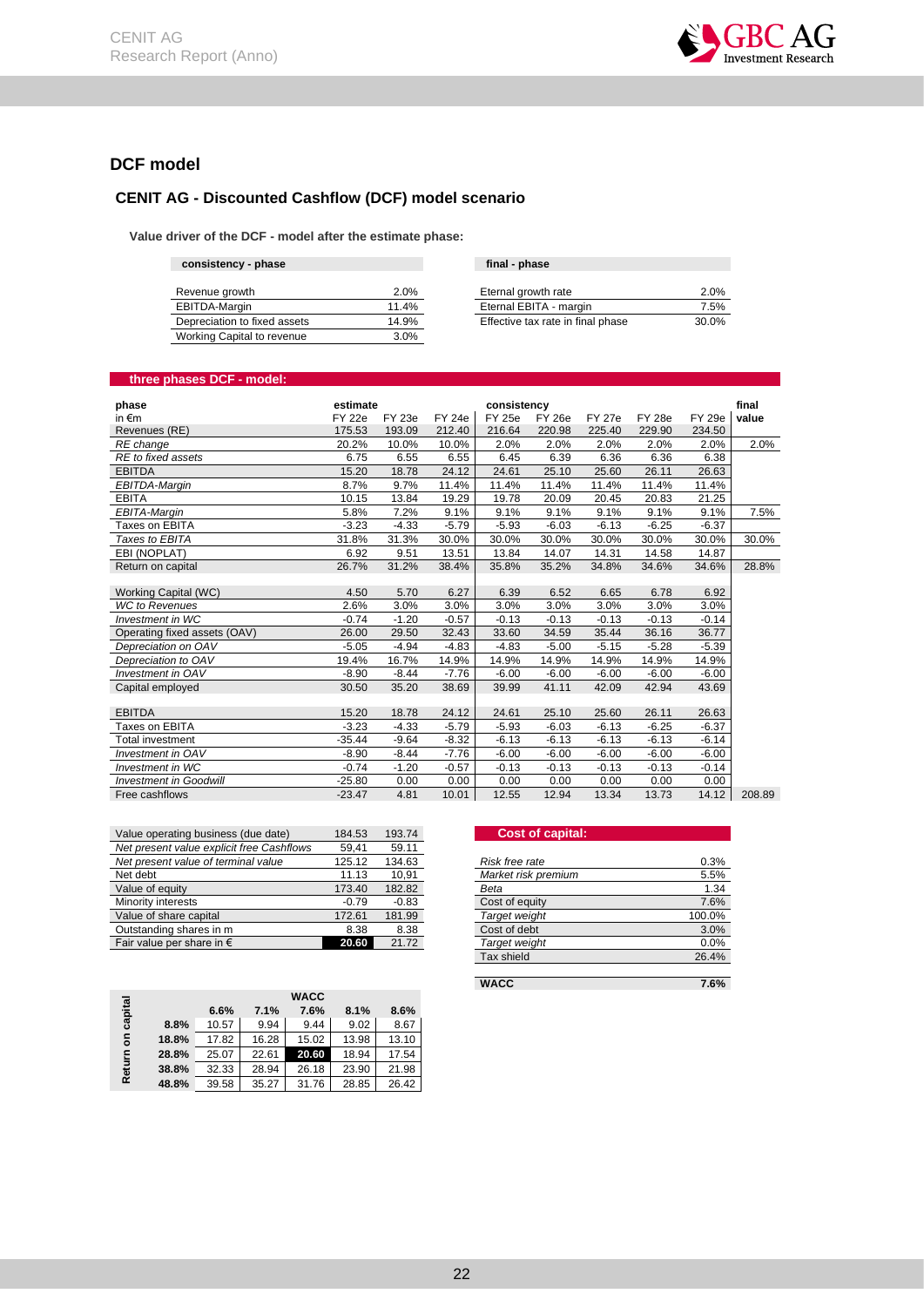## DCF model

### CENIT AG - Discounted Cashflow (DCF) model scenario

**Value driver of the DCF - model after the estimate phase:**

| consistency - phase | |
|---|---|
| Revenue growth | 2.0% |
| EBITDA-Margin | 11.4% |
| Depreciation to fixed assets | 14.9% |
| Working Capital to revenue | 3.0% |

| final - phase | |
|---|---|
| Eternal growth rate | 2.0% |
| Eternal EBITA - margin | 7.5% |
| Effective tax rate in final phase | 30.0% |

**three phases DCF - model:**

| phase | estimate | | | consistency | | | | | final |
|---|---|---|---|---|---|---|---|---|---|
| in €m | FY 22e | FY 23e | FY 24e | FY 25e | FY 26e | FY 27e | FY 28e | FY 29e | value |
| Revenues (RE) | 175.53 | 193.09 | 212.40 | 216.64 | 220.98 | 225.40 | 229.90 | 234.50 | |
| *RE change* | 20.2% | 10.0% | 10.0% | 2.0% | 2.0% | 2.0% | 2.0% | 2.0% | 2.0% |
| *RE to fixed assets* | 6.75 | 6.55 | 6.55 | 6.45 | 6.39 | 6.36 | 6.36 | 6.38 | |
| EBITDA | 15.20 | 18.78 | 24.12 | 24.61 | 25.10 | 25.60 | 26.11 | 26.63 | |
| *EBITDA-Margin* | 8.7% | 9.7% | 11.4% | 11.4% | 11.4% | 11.4% | 11.4% | 11.4% | |
| EBITA | 10.15 | 13.84 | 19.29 | 19.78 | 20.09 | 20.45 | 20.83 | 21.25 | |
| *EBITA-Margin* | 5.8% | 7.2% | 9.1% | 9.1% | 9.1% | 9.1% | 9.1% | 9.1% | 7.5% |
| Taxes on EBITA | -3.23 | -4.33 | -5.79 | -5.93 | -6.03 | -6.13 | -6.25 | -6.37 | |
| *Taxes to EBITA* | 31.8% | 31.3% | 30.0% | 30.0% | 30.0% | 30.0% | 30.0% | 30.0% | 30.0% |
| EBI (NOPLAT) | 6.92 | 9.51 | 13.51 | 13.84 | 14.07 | 14.31 | 14.58 | 14.87 | |
| Return on capital | 26.7% | 31.2% | 38.4% | 35.8% | 35.2% | 34.8% | 34.6% | 34.6% | 28.8% |
| | | | | | | | | | |
| Working Capital (WC) | 4.50 | 5.70 | 6.27 | 6.39 | 6.52 | 6.65 | 6.78 | 6.92 | |
| *WC to Revenues* | 2.6% | 3.0% | 3.0% | 3.0% | 3.0% | 3.0% | 3.0% | 3.0% | |
| *Investment in WC* | -0.74 | -1.20 | -0.57 | -0.13 | -0.13 | -0.13 | -0.13 | -0.14 | |
| Operating fixed assets (OAV) | 26.00 | 29.50 | 32.43 | 33.60 | 34.59 | 35.44 | 36.16 | 36.77 | |
| *Depreciation on OAV* | -5.05 | -4.94 | -4.83 | -4.83 | -5.00 | -5.15 | -5.28 | -5.39 | |
| *Depreciation to OAV* | 19.4% | 16.7% | 14.9% | 14.9% | 14.9% | 14.9% | 14.9% | 14.9% | |
| *Investment in OAV* | -8.90 | -8.44 | -7.76 | -6.00 | -6.00 | -6.00 | -6.00 | -6.00 | |
| Capital employed | 30.50 | 35.20 | 38.69 | 39.99 | 41.11 | 42.09 | 42.94 | 43.69 | |
| | | | | | | | | | |
| EBITDA | 15.20 | 18.78 | 24.12 | 24.61 | 25.10 | 25.60 | 26.11 | 26.63 | |
| Taxes on EBITA | -3.23 | -4.33 | -5.79 | -5.93 | -6.03 | -6.13 | -6.25 | -6.37 | |
| Total investment | -35.44 | -9.64 | -8.32 | -6.13 | -6.13 | -6.13 | -6.13 | -6.14 | |
| *Investment in OAV* | -8.90 | -8.44 | -7.76 | -6.00 | -6.00 | -6.00 | -6.00 | -6.00 | |
| *Investment in WC* | -0.74 | -1.20 | -0.57 | -0.13 | -0.13 | -0.13 | -0.13 | -0.14 | |
| *Investment in Goodwill* | -25.80 | 0.00 | 0.00 | 0.00 | 0.00 | 0.00 | 0.00 | 0.00 | |
| Free cashflows | -23.47 | 4.81 | 10.01 | 12.55 | 12.94 | 13.34 | 13.73 | 14.12 | 208.89 |

| | | |
|---|---|---|
| Value operating business (due date) | 184.53 | 193.74 |
| *Net present value explicit free Cashflows* | 59.41 | 59.11 |
| *Net present value of terminal value* | 125.12 | 134.63 |
| Net debt | 11.13 | 10.91 |
| Value of equity | 173.40 | 182.82 |
| Minority interests | -0.79 | -0.83 |
| Value of share capital | 172.61 | 181.99 |
| Outstanding shares in m | 8.38 | 8.38 |
| Fair value per share in € | **20.60** | 21.72 |

**Cost of capital:**

| | |
|---|---|
| *Risk free rate* | 0.3% |
| *Market risk premium* | 5.5% |
| *Beta* | 1.34 |
| Cost of equity | 7.6% |
| *Target weight* | 100.0% |
| Cost of debt | 3.0% |
| *Target weight* | 0.0% |
| Tax shield | 26.4% |
| **WACC** | **7.6%** |

| Return on capital \ WACC | 6.6% | 7.1% | 7.6% | 8.1% | 8.6% |
|---|---|---|---|---|---|
| **8.8%** | 10.57 | 9.94 | 9.44 | 9.02 | 8.67 |
| **18.8%** | 17.82 | 16.28 | 15.02 | 13.98 | 13.10 |
| **28.8%** | 25.07 | 22.61 | **20.60** | 18.94 | 17.54 |
| **38.8%** | 32.33 | 28.94 | 26.18 | 23.90 | 21.98 |
| **48.8%** | 39.58 | 35.27 | 31.76 | 28.85 | 26.42 |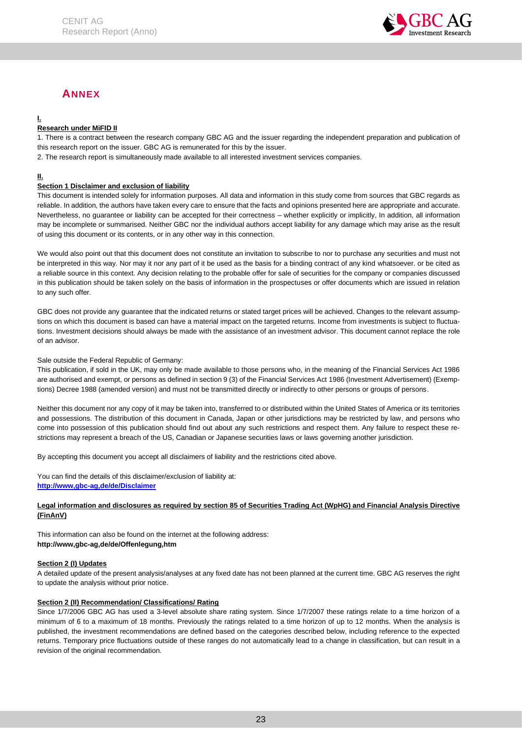## ANNEX

**I.**

**Research under MiFID II**

1. There is a contract between the research company GBC AG and the issuer regarding the independent preparation and publication of this research report on the issuer. GBC AG is remunerated for this by the issuer.
2. The research report is simultaneously made available to all interested investment services companies.

**II.**

**Section 1 Disclaimer and exclusion of liability**

This document is intended solely for information purposes. All data and information in this study come from sources that GBC regards as reliable. In addition, the authors have taken every care to ensure that the facts and opinions presented here are appropriate and accurate. Nevertheless, no guarantee or liability can be accepted for their correctness – whether explicitly or implicitly, In addition, all information may be incomplete or summarised. Neither GBC nor the individual authors accept liability for any damage which may arise as the result of using this document or its contents, or in any other way in this connection.

We would also point out that this document does not constitute an invitation to subscribe to nor to purchase any securities and must not be interpreted in this way. Nor may it nor any part of it be used as the basis for a binding contract of any kind whatsoever. or be cited as a reliable source in this context. Any decision relating to the probable offer for sale of securities for the company or companies discussed in this publication should be taken solely on the basis of information in the prospectuses or offer documents which are issued in relation to any such offer.

GBC does not provide any guarantee that the indicated returns or stated target prices will be achieved. Changes to the relevant assumptions on which this document is based can have a material impact on the targeted returns. Income from investments is subject to fluctuations. Investment decisions should always be made with the assistance of an investment advisor. This document cannot replace the role of an advisor.

Sale outside the Federal Republic of Germany:

This publication, if sold in the UK, may only be made available to those persons who, in the meaning of the Financial Services Act 1986 are authorised and exempt, or persons as defined in section 9 (3) of the Financial Services Act 1986 (Investment Advertisement) (Exemptions) Decree 1988 (amended version) and must not be transmitted directly or indirectly to other persons or groups of persons.

Neither this document nor any copy of it may be taken into, transferred to or distributed within the United States of America or its territories and possessions. The distribution of this document in Canada, Japan or other jurisdictions may be restricted by law, and persons who come into possession of this publication should find out about any such restrictions and respect them. Any failure to respect these restrictions may represent a breach of the US, Canadian or Japanese securities laws or laws governing another jurisdiction.

By accepting this document you accept all disclaimers of liability and the restrictions cited above.

You can find the details of this disclaimer/exclusion of liability at:
**http://www,gbc-ag,de/de/Disclaimer**

**Legal information and disclosures as required by section 85 of Securities Trading Act (WpHG) and Financial Analysis Directive (FinAnV)**

This information can also be found on the internet at the following address:
**http://www,gbc-ag,de/de/Offenlegung,htm**

**Section 2 (I) Updates**

A detailed update of the present analysis/analyses at any fixed date has not been planned at the current time. GBC AG reserves the right to update the analysis without prior notice.

**Section 2 (II) Recommendation/ Classifications/ Rating**

Since 1/7/2006 GBC AG has used a 3-level absolute share rating system. Since 1/7/2007 these ratings relate to a time horizon of a minimum of 6 to a maximum of 18 months. Previously the ratings related to a time horizon of up to 12 months. When the analysis is published, the investment recommendations are defined based on the categories described below, including reference to the expected returns. Temporary price fluctuations outside of these ranges do not automatically lead to a change in classification, but can result in a revision of the original recommendation.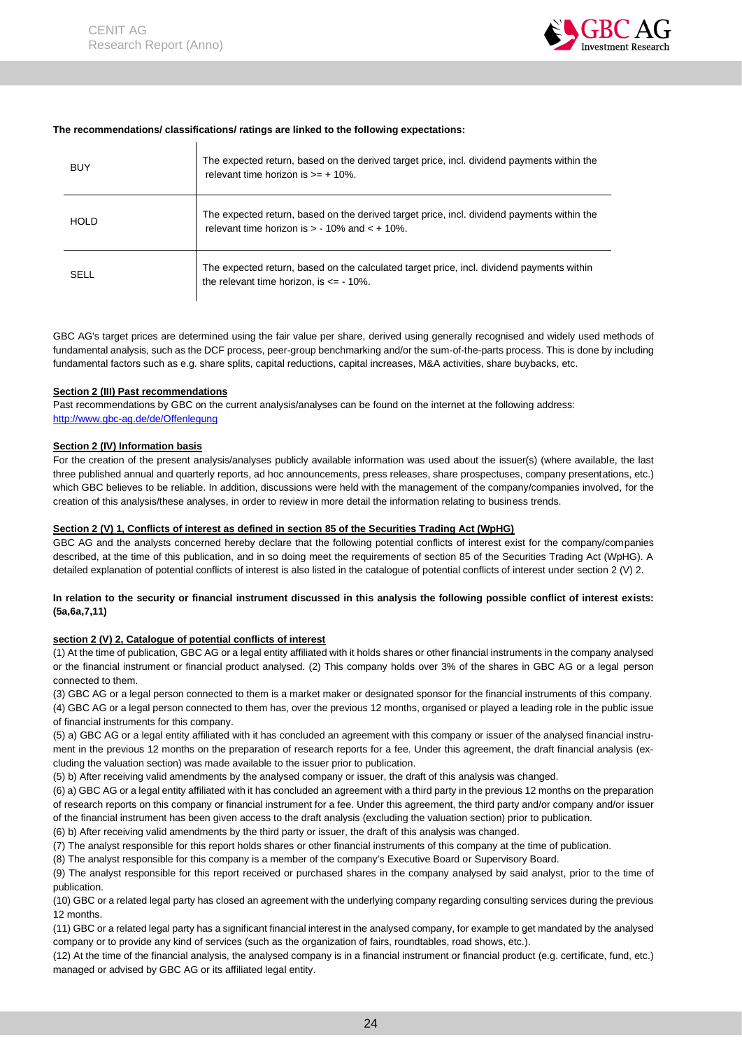**The recommendations/ classifications/ ratings are linked to the following expectations:**

| | |
|---|---|
| BUY | The expected return, based on the derived target price, incl. dividend payments within the relevant time horizon is >= + 10%. |
| HOLD | The expected return, based on the derived target price, incl. dividend payments within the relevant time horizon is > - 10% and < + 10%. |
| SELL | The expected return, based on the calculated target price, incl. dividend payments within the relevant time horizon, is <= - 10%. |

GBC AG's target prices are determined using the fair value per share, derived using generally recognised and widely used methods of fundamental analysis, such as the DCF process, peer-group benchmarking and/or the sum-of-the-parts process. This is done by including fundamental factors such as e.g. share splits, capital reductions, capital increases, M&A activities, share buybacks, etc.

**Section 2 (III) Past recommendations**

Past recommendations by GBC on the current analysis/analyses can be found on the internet at the following address:
http://www.gbc-ag.de/de/Offenlegung

**Section 2 (IV) Information basis**

For the creation of the present analysis/analyses publicly available information was used about the issuer(s) (where available, the last three published annual and quarterly reports, ad hoc announcements, press releases, share prospectuses, company presentations, etc.) which GBC believes to be reliable. In addition, discussions were held with the management of the company/companies involved, for the creation of this analysis/these analyses, in order to review in more detail the information relating to business trends.

**Section 2 (V) 1, Conflicts of interest as defined in section 85 of the Securities Trading Act (WpHG)**

GBC AG and the analysts concerned hereby declare that the following potential conflicts of interest exist for the company/companies described, at the time of this publication, and in so doing meet the requirements of section 85 of the Securities Trading Act (WpHG). A detailed explanation of potential conflicts of interest is also listed in the catalogue of potential conflicts of interest under section 2 (V) 2.

**In relation to the security or financial instrument discussed in this analysis the following possible conflict of interest exists: (5a,6a,7,11)**

**section 2 (V) 2, Catalogue of potential conflicts of interest**

(1) At the time of publication, GBC AG or a legal entity affiliated with it holds shares or other financial instruments in the company analysed or the financial instrument or financial product analysed. (2) This company holds over 3% of the shares in GBC AG or a legal person connected to them.

(3) GBC AG or a legal person connected to them is a market maker or designated sponsor for the financial instruments of this company.

(4) GBC AG or a legal person connected to them has, over the previous 12 months, organised or played a leading role in the public issue of financial instruments for this company.

(5) a) GBC AG or a legal entity affiliated with it has concluded an agreement with this company or issuer of the analysed financial instrument in the previous 12 months on the preparation of research reports for a fee. Under this agreement, the draft financial analysis (excluding the valuation section) was made available to the issuer prior to publication.

(5) b) After receiving valid amendments by the analysed company or issuer, the draft of this analysis was changed.

(6) a) GBC AG or a legal entity affiliated with it has concluded an agreement with a third party in the previous 12 months on the preparation of research reports on this company or financial instrument for a fee. Under this agreement, the third party and/or company and/or issuer of the financial instrument has been given access to the draft analysis (excluding the valuation section) prior to publication.

(6) b) After receiving valid amendments by the third party or issuer, the draft of this analysis was changed.

(7) The analyst responsible for this report holds shares or other financial instruments of this company at the time of publication.

(8) The analyst responsible for this company is a member of the company's Executive Board or Supervisory Board.

(9) The analyst responsible for this report received or purchased shares in the company analysed by said analyst, prior to the time of publication.

(10) GBC or a related legal party has closed an agreement with the underlying company regarding consulting services during the previous 12 months.

(11) GBC or a related legal party has a significant financial interest in the analysed company, for example to get mandated by the analysed company or to provide any kind of services (such as the organization of fairs, roundtables, road shows, etc.).

(12) At the time of the financial analysis, the analysed company is in a financial instrument or financial product (e.g. certificate, fund, etc.) managed or advised by GBC AG or its affiliated legal entity.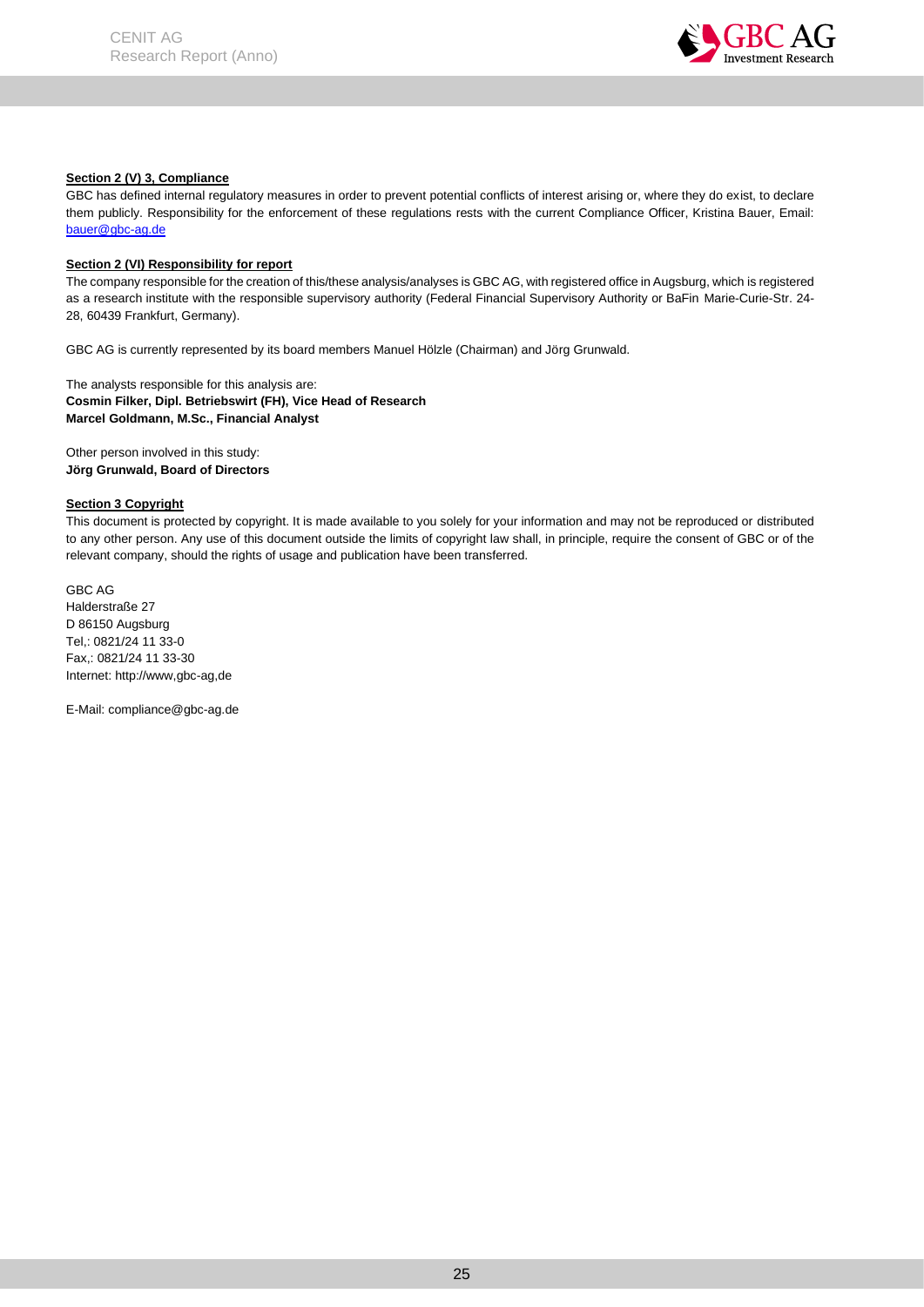**Section 2 (V) 3, Compliance**

GBC has defined internal regulatory measures in order to prevent potential conflicts of interest arising or, where they do exist, to declare them publicly. Responsibility for the enforcement of these regulations rests with the current Compliance Officer, Kristina Bauer, Email: bauer@gbc-ag.de

**Section 2 (VI) Responsibility for report**

The company responsible for the creation of this/these analysis/analyses is GBC AG, with registered office in Augsburg, which is registered as a research institute with the responsible supervisory authority (Federal Financial Supervisory Authority or BaFin Marie-Curie-Str. 24-28, 60439 Frankfurt, Germany).

GBC AG is currently represented by its board members Manuel Hölzle (Chairman) and Jörg Grunwald.

The analysts responsible for this analysis are:
**Cosmin Filker, Dipl. Betriebswirt (FH), Vice Head of Research**
**Marcel Goldmann, M.Sc., Financial Analyst**

Other person involved in this study:
**Jörg Grunwald, Board of Directors**

**Section 3 Copyright**

This document is protected by copyright. It is made available to you solely for your information and may not be reproduced or distributed to any other person. Any use of this document outside the limits of copyright law shall, in principle, require the consent of GBC or of the relevant company, should the rights of usage and publication have been transferred.

GBC AG
Halderstraße 27
D 86150 Augsburg
Tel,: 0821/24 11 33-0
Fax,: 0821/24 11 33-30
Internet: http://www,gbc-ag,de

E-Mail: compliance@gbc-ag.de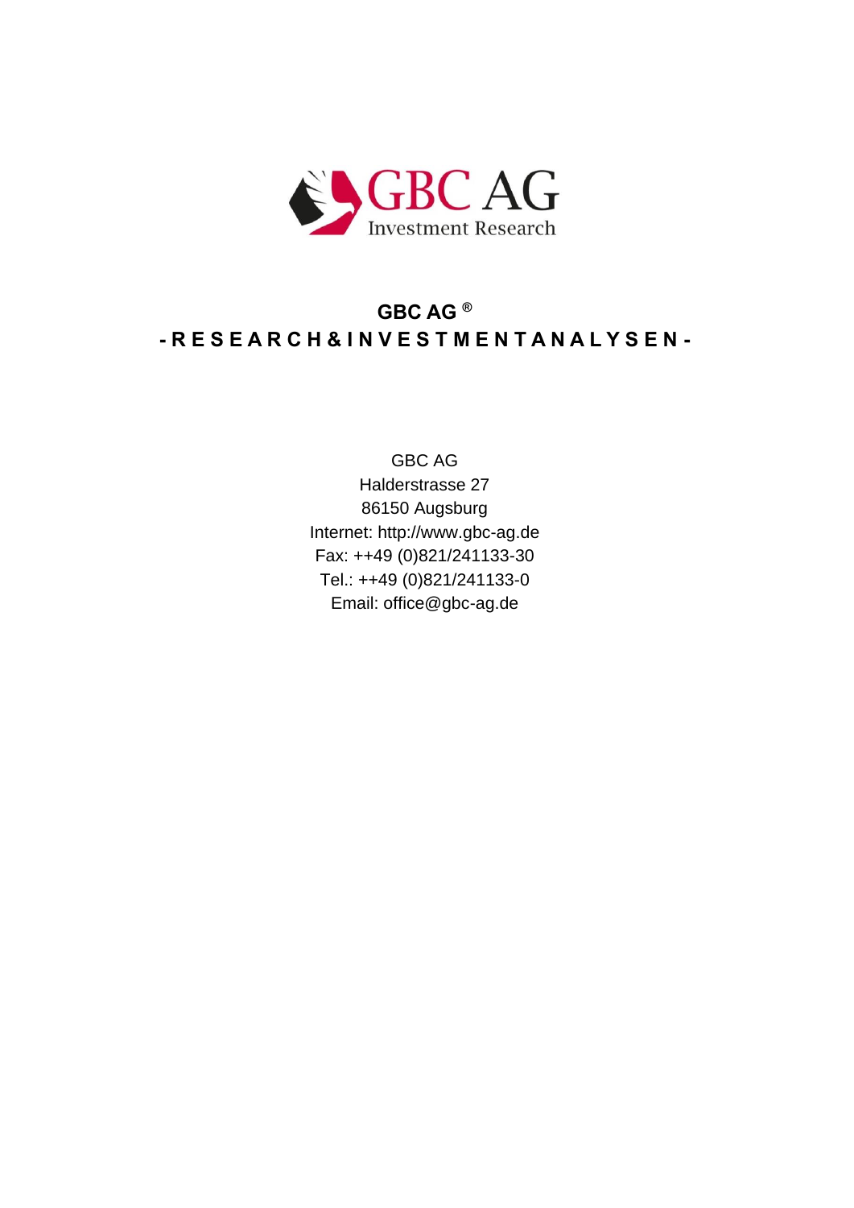GBC AG
Investment Research

**GBC AG ®**

**- R E S E A R C H & I N V E S T M E N T A N A L Y S E N -**

GBC AG
Halderstrasse 27
86150 Augsburg
Internet: http://www.gbc-ag.de
Fax: ++49 (0)821/241133-30
Tel.: ++49 (0)821/241133-0
Email: office@gbc-ag.de